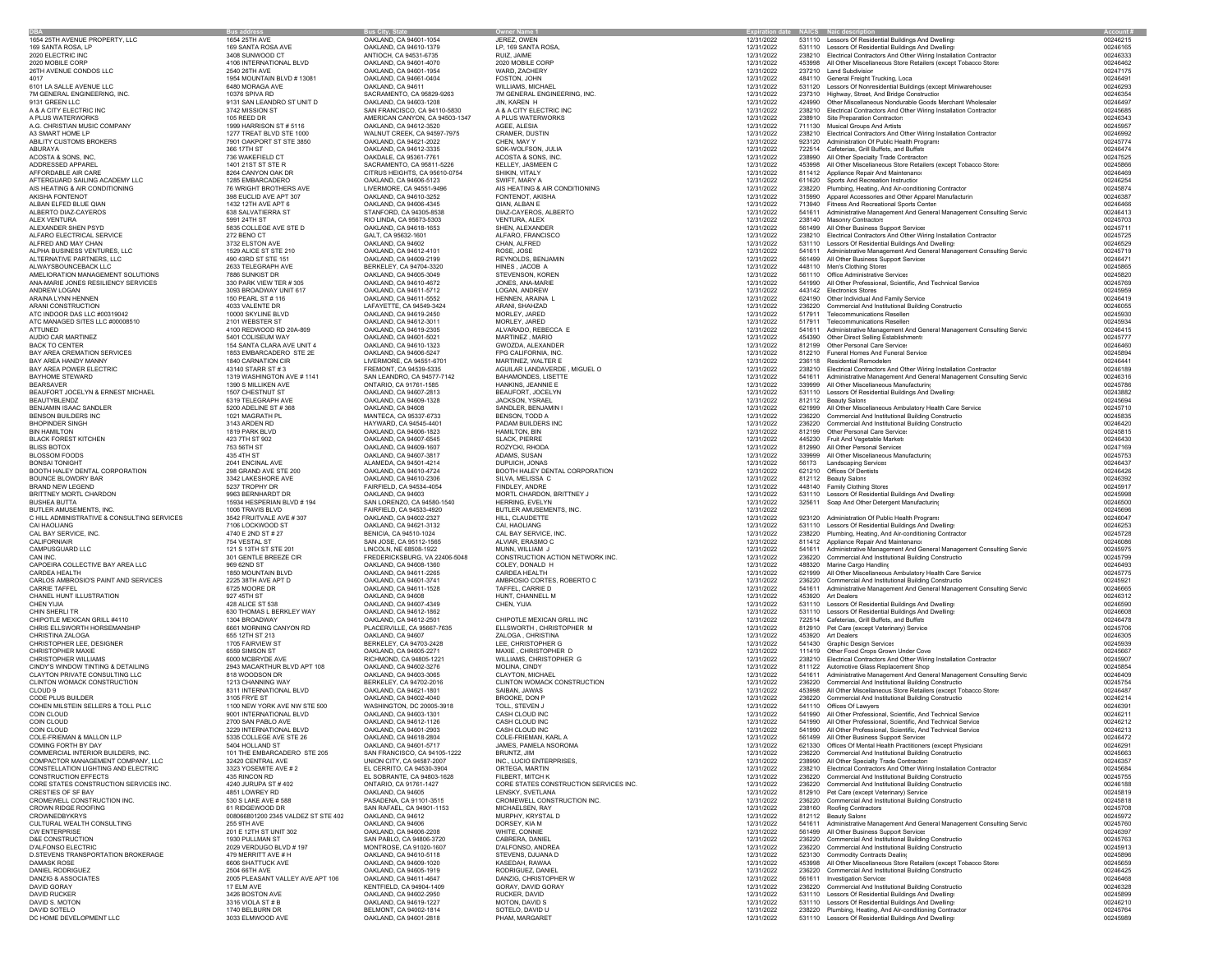| DBA | Bus address | Bus City, State | Owner Name 1 | Expiration date | NAICS | Naic description | Account # |
|---|---|---|---|---|---|---|---|
| 1654 25TH AVENUE PROPERTY, LLC | 1654 25TH AVE | OAKLAND, CA 94601-1054 | JEREZ, OWEN | 12/31/2022 | 531110 | Lessors Of Residential Buildings And Dwellings | 00246215 |
| 169 SANTA ROSA, LP | 169 SANTA ROSA AVE | OAKLAND, CA 94610-1379 | LP, 169 SANTA ROSA, | 12/31/2022 | 531110 | Lessors Of Residential Buildings And Dwellings | 00246165 |
| 2020 ELECTRIC INC | 3408 SUNWOOD CT | ANTIOCH, CA 94531-6735 | RUIZ, JAIME | 12/31/2022 | 238210 | Electrical Contractors And Other Wiring Installation Contractors | 00246333 |
| 2020 MOBILE CORP | 4106 INTERNATIONAL BLVD | OAKLAND, CA 94601-4070 | 2020 MOBILE CORP | 12/31/2022 | 453998 | All Other Miscellaneous Store Retailers (except Tobacco Stores | 00246462 |
| 26TH AVENUE CONDOS LLC | 2540 26TH AVE | OAKLAND, CA 94601-1954 | WARD, ZACHERY | 12/31/2022 | 237210 | Land Subdivision | 00247175 |
| 4017 | 1954 MOUNTAIN BLVD # 13081 | OAKLAND, CA 94661-0404 | FOSTON, JOHN | 12/31/2022 | 484110 | General Freight Trucking, Local | 00246491 |
| 6101 LA SALLE AVENUE LLC | 6480 MORAGA AVE | OAKLAND, CA 94611 | WILLIAMS, MICHAEL | 12/31/2022 | 531120 | Lessors Of Nonresidential Buildings (except Miniwarehouses | 00246293 |
| 7M GENERAL ENGINEERING, INC. | 10376 SPIVA RD | SACRAMENTO, CA 95829-9263 | 7M GENERAL ENGINEERING, INC. | 12/31/2022 | 237310 | Highway, Street, And Bridge Construction | 00246354 |
| 9131 GREEN LLC | 9131 SAN LEANDRO ST UNIT D | OAKLAND, CA 94603-1208 | JIN, KAREN H | 12/31/2022 | 424990 | Other Miscellaneous Nondurable Goods Merchant Wholesalers | 00246497 |
| A & A CITY ELECTRIC INC | 3742 MISSION ST | SAN FRANCISCO, CA 94110-5830 | A & A CITY ELECTRIC INC | 12/31/2022 | 238210 | Electrical Contractors And Other Wiring Installation Contractors | 00245685 |
| A PLUS WATERWORKS | 105 REED DR | AMERICAN CANYON, CA 94503-1347 | A PLUS WATERWORKS | 12/31/2022 | 238910 | Site Preparation Contractors | 00246343 |
| A.G. CHRISTIAN MUSIC COMPANY | 1999 HARRISON ST # 5116 | OAKLAND, CA 94612-3520 | AGEE, ALESIA | 12/31/2022 | 711130 | Musical Groups And Artists | 00245957 |
| A3 SMART HOME LP | 1277 TREAT BLVD STE 1000 | WALNUT CREEK, CA 94597-7975 | CRAMER, DUSTIN | 12/31/2022 | 238210 | Electrical Contractors And Other Wiring Installation Contractors | 00246992 |
| ABILITY CUSTOMS BROKERS | 7901 OAKPORT ST STE 3850 | OAKLAND, CA 94621-2022 | CHEN, MAY Y | 12/31/2022 | 923120 | Administration Of Public Health Programs | 00245774 |
| ABURAYA | 366 17TH ST | OAKLAND, CA 94612-3335 | SOK-WOLFSON, JULIA | 12/31/2022 | 722514 | Cafeterias, Grill Buffets, and Buffets | 00246474 |
| ACOSTA & SONS, INC, | 736 WAKEFIELD CT | OAKDALE, CA 95361-7761 | ACOSTA & SONS, INC. | 12/31/2022 | 238990 | All Other Specialty Trade Contractors | 00247525 |
| ADDRESSED APPAREL | 1401 21ST ST STE R | SACRAMENTO, CA 95811-5226 | KELLEY, JASMEEN C | 12/31/2022 | 453998 | All Other Miscellaneous Store Retailers (except Tobacco Stores | 00245866 |
| AFFORDABLE AIR CARE | 8264 CANYON OAK DR | CITRUS HEIGHTS, CA 95610-0754 | SHIKIN, VITALY | 12/31/2022 | 811412 | Appliance Repair And Maintenance | 00246469 |
| AFTERGUARD SAILING ACADEMY LLC | 1285 EMBARCADERO | OAKLAND, CA 94606-5123 | SWIFT, MARY A | 12/31/2022 | 611620 | Sports And Recreation Instruction | 00246254 |
| AIS HEATING & AIR CONDITIONING | 76 WRIGHT BROTHERS AVE | LIVERMORE, CA 94551-9496 | AIS HEATING & AIR CONDITIONING | 12/31/2022 | 238220 | Plumbing, Heating, And Air-conditioning Contractors | 00245874 |
| AKISHA FONTENOT | 398 EUCLID AVE APT 307 | OAKLAND, CA 94610-3252 | FONTENOT, AKISHA | 12/31/2022 | 315990 | Apparel Accessories and Other Apparel Manufacturing | 00246387 |
| ALBAN ELFED BLUE QIAN | 1432 12TH AVE APT 6 | OAKLAND, CA 94606-4345 | QIAN, ALBAN E | 12/31/2022 | 713940 | Fitness And Recreational Sports Centers | 00246466 |
| ALBERTO DIAZ-CAYEROS | 638 SALVATIERRA ST | STANFORD, CA 94305-8538 | DIAZ-CAYEROS, ALBERTO | 12/31/2022 | 541611 | Administrative Management And General Management Consulting Servic | 00246413 |
| ALEX VENTURA | 5991 24TH ST | RIO LINDA, CA 95673-5303 | VENTURA, ALEX | 12/31/2022 | 238140 | Masonry Contractors | 00245703 |
| ALEXANDER SHEN PSYD | 5835 COLLEGE AVE STE D | OAKLAND, CA 94618-1653 | SHEN, ALEXANDER | 12/31/2022 | 561499 | All Other Business Support Services | 00245711 |
| ALFARO ELECTRICAL SERVICE | 272 BENO CT | GALT, CA 95632-1601 | ALFARO, FRANCISCO | 12/31/2022 | 238210 | Electrical Contractors And Other Wiring Installation Contractors | 00245725 |
| ALFRED AND MAY CHAN | 3732 ELSTON AVE | OAKLAND, CA 94602 | CHAN, ALFRED | 12/31/2022 | 531110 | Lessors Of Residential Buildings And Dwellings | 00246529 |
| ALPHA BUSINESS VENTURES, LLC | 1529 ALICE ST STE 210 | OAKLAND, CA 94612-4101 | ROSE, JOSE | 12/31/2022 | 541611 | Administrative Management And General Management Consulting Servic | 00245719 |
| ALTERNATIVE PARTNERS, LLC | 490 43RD ST STE 151 | OAKLAND, CA 94609-2199 | REYNOLDS, BENJAMIN | 12/31/2022 | 561499 | All Other Business Support Services | 00246471 |
| ALWAYSBOUNCEBACK LLC | 2633 TELEGRAPH AVE | BERKELEY, CA 94704-3320 | HINES , JACOB A | 12/31/2022 | 448110 | Men's Clothing Stores | 00245865 |
| AMELIORATION MANAGEMENT SOLUTIONS | 7886 SUNKIST DR | OAKLAND, CA 94605-3049 | STEVENSON, KOREN | 12/31/2022 | 561110 | Office Administrative Services | 00245820 |
| ANA-MARIE JONES RESILIENCY SERVICES | 330 PARK VIEW TER # 305 | OAKLAND, CA 94610-4672 | JONES, ANA-MARIE | 12/31/2022 | 541990 | All Other Professional, Scientific, And Technical Services | 00245769 |
| ANDREW LOGAN | 3093 BROADWAY UNIT 617 | OAKLAND, CA 94611-5712 | LOGAN, ANDREW | 12/31/2022 | 443142 | Electronics Stores | 00245959 |
| ARAINA LYNN HENNEN | 150 PEARL ST # 116 | OAKLAND, CA 94611-5552 | HENNEN, ARAINA L | 12/31/2022 | 624190 | Other Individual And Family Services | 00246419 |
| ARANI CONSTRUCTION | 4033 VALENTE DR | LAFAYETTE, CA 94549-3424 | ARANI, SHAHZAD | 12/31/2022 | 236220 | Commercial And Institutional Building Construction | 00246055 |
| ATC INDOOR DAS LLC #00319042 | 10000 SKYLINE BLVD | OAKLAND, CA 94619-2450 | MORLEY, JARED | 12/31/2022 | 517911 | Telecommunications Resellers | 00245930 |
| ATC MANAGED SITES LLC #00008510 | 2101 WEBSTER ST | OAKLAND, CA 94612-3011 | MORLEY, JARED | 12/31/2022 | 517911 | Telecommunications Resellers | 00245934 |
| ATTUNED | 4100 REDWOOD RD 20A-809 | OAKLAND, CA 94619-2305 | ALVARADO, REBECCA E | 12/31/2022 | 541611 | Administrative Management And General Management Consulting Servic | 00246415 |
| AUDIO CAR MARTINEZ | 5401 COLISEUM WAY | OAKLAND, CA 94601-5021 | MARTINEZ , MARIO | 12/31/2022 | 454390 | Other Direct Selling Establishments | 00245777 |
| BACK TO CENTER | 154 SANTA CLARA AVE UNIT 4 | OAKLAND, CA 94610-1323 | GWOZDA, ALEXANDER | 12/31/2022 | 812199 | Other Personal Care Services | 00246460 |
| BAY AREA CREMATION SERVICES | 1853 EMBARCADERO STE 2E | OAKLAND, CA 94606-5247 | FPG CALIFORNIA, INC. | 12/31/2022 | 812210 | Funeral Homes And Funeral Services | 00245894 |
| BAY AREA HANDY MANNY | 1840 CARNATION CIR | LIVERMORE, CA 94551-6701 | MARTINEZ, WALTER E | 12/31/2022 | 236118 | Residential Remodelers | 00246441 |
| BAY AREA POWER ELECTRIC | 43140 STARR ST # 3 | FREMONT, CA 94539-5335 | AGUILAR LANDAVERDE , MIGUEL O | 12/31/2022 | 238210 | Electrical Contractors And Other Wiring Installation Contractors | 00246189 |
| BAYHOME STEWARD | 1319 WASHINGTON AVE # 1141 | SAN LEANDRO, CA 94577-7142 | BAHAMONDES, LISETTE | 12/31/2022 | 541611 | Administrative Management And General Management Consulting Servic | 00246316 |
| BEARSAVER | 1390 S MILLIKEN AVE | ONTARIO, CA 91761-1585 | HANKINS, JEANNIE E | 12/31/2022 | 339999 | All Other Miscellaneous Manufacturing | 00245786 |
| BEAUFORT JOCELYN & ERNEST MICHAEL | 1507 CHESTNUT ST | OAKLAND, CA 94607-2813 | BEAUFORT, JOCELYN | 12/31/2022 | 531110 | Lessors Of Residential Buildings And Dwellings | 00243882 |
| BEAUTYBLENDZ | 6319 TELEGRAPH AVE | OAKLAND, CA 94609-1328 | JACKSON, YSRAEL | 12/31/2022 | 812112 | Beauty Salons | 00245694 |
| BENJAMIN ISAAC SANDLER | 5200 ADELINE ST # 368 | OAKLAND, CA 94608 | SANDLER, BENJAMIN I | 12/31/2022 | 621999 | All Other Miscellaneous Ambulatory Health Care Services | 00245710 |
| BENSON BUILDERS INC | 1021 MAGRATH PL | MANTECA, CA 95337-6733 | BENSON, TODD A | 12/31/2022 | 236220 | Commercial And Institutional Building Construction | 00245835 |
| BHOPINDER SINGH | 3143 ARDEN RD | HAYWARD, CA 94545-4401 | PADAM BUILDERS INC | 12/31/2022 | 236220 | Commercial And Institutional Building Construction | 00246420 |
| BIN HAMILTON | 1819 PARK BLVD | OAKLAND, CA 94606-1823 | HAMILTON, BIN | 12/31/2022 | 812199 | Other Personal Care Services | 00245815 |
| BLACK FOREST KITCHEN | 423 7TH ST 902 | OAKLAND, CA 94607-6545 | SLACK, PIERRE | 12/31/2022 | 445230 | Fruit And Vegetable Markets | 00246430 |
| BLISS BOTOX | 753 56TH ST | OAKLAND, CA 94609-1607 | ROZYCKI, RHODA | 12/31/2022 | 812990 | All Other Personal Services | 00247169 |
| BLOSSOM FOODS | 435 4TH ST | OAKLAND, CA 94607-3817 | ADAMS, SUSAN | 12/31/2022 | 339999 | All Other Miscellaneous Manufacturing | 00245753 |
| BONSAI TONIGHT | 2041 ENCINAL AVE | ALAMEDA, CA 94501-4214 | DUPUICH, JONAS | 12/31/2022 | 56173 | Landscaping Services | 00246437 |
| BOOTH HALEY DENTAL CORPORATION | 298 GRAND AVE STE 200 | OAKLAND, CA 94610-4724 | BOOTH HALEY DENTAL CORPORATION | 12/31/2022 | 621210 | Offices Of Dentists | 00246426 |
| BOUNCE BLOWDRY BAR | 3342 LAKESHORE AVE | OAKLAND, CA 94610-2306 | SILVA, MELISSA C | 12/31/2022 | 812112 | Beauty Salons | 00246392 |
| BRAND NEW LEGEND | 5237 TROPHY DR | FAIRFIELD, CA 94534-4054 | FINDLEY, ANDRE | 12/31/2022 | 448140 | Family Clothing Stores | 00245917 |
| BRITTNEY MORTL CHARDON | 9963 BERNHARDT DR | OAKLAND, CA 94603 | MORTL CHARDON, BRITTNEY J | 12/31/2022 | 531110 | Lessors Of Residential Buildings And Dwellings | 00245998 |
| BUSHEA BUTTA | 15934 HESPERIAN BLVD # 194 | SAN LORENZO, CA 94580-1540 | HERRING, EVELYN | 12/31/2022 | 325611 | Soap And Other Detergent Manufacturing | 00246500 |
| BUTLER AMUSEMENTS, INC. | 1006 TRAVIS BLVD | FAIRFIELD, CA 94533-4920 | BUTLER AMUSEMENTS, INC. | 12/31/2022 | | | 00245696 |
| C HILL ADMINISTRATIVE & CONSULTING SERVICES | 3542 FRUITVALE AVE # 307 | OAKLAND, CA 94602-2327 | HILL, CLAUDETTE | 12/31/2022 | 923120 | Administration Of Public Health Programs | 00246047 |
| CAI HAOLIANG | 7106 LOCKWOOD ST | OAKLAND, CA 94621-3132 | CAI, HAOLIANG | 12/31/2022 | 531110 | Lessors Of Residential Buildings And Dwellings | 00246253 |
| CAL BAY SERVICE, INC. | 4740 E 2ND ST # 27 | BENICIA, CA 94510-1024 | CAL BAY SERVICE, INC. | 12/31/2022 | 238220 | Plumbing, Heating, And Air-conditioning Contractors | 00245728 |
| CALIFORNIAIR | 754 VESTAL ST | SAN JOSE, CA 95112-1565 | ALVIAR, ERASMO C | 12/31/2022 | 811412 | Appliance Repair And Maintenance | 00246086 |
| CAMPUSGUARD LLC | 121 S 13TH ST STE 201 | LINCOLN, NE 68508-1922 | MUNN, WILLIAM J | 12/31/2022 | 541611 | Administrative Management And General Management Consulting Servic | 00245975 |
| CAN INC. | 301 GENTLE BREEZE CIR | FREDERICKSBURG, VA 22406-5048 | CONSTRUCTION ACTION NETWORK INC. | 12/31/2022 | 236220 | Commercial And Institutional Building Construction | 00245799 |
| CAPOEIRA COLLECTIVE BAY AREA LLC | 969 62ND ST | OAKLAND, CA 94608-1360 | COLEY, DONALD H | 12/31/2022 | 488320 | Marine Cargo Handling | 00246493 |
| CARDEA HEALTH | 1850 MOUNTAIN BLVD | OAKLAND, CA 94611-2265 | CARDEA HEALTH | 12/31/2022 | 621999 | All Other Miscellaneous Ambulatory Health Care Services | 00245775 |
| CARLOS AMBROSIO'S PAINT AND SERVICES | 2225 38TH AVE APT D | OAKLAND, CA 94601-3741 | AMBROSIO CORTES, ROBERTO C | 12/31/2022 | 236220 | Commercial And Institutional Building Construction | 00245921 |
| CARRIE TAFFEL | 6725 MOORE DR | OAKLAND, CA 94611-1528 | TAFFEL, CARRIE D | 12/31/2022 | 541611 | Administrative Management And General Management Consulting Servic | 00246665 |
| CHANEL HUNT ILLUSTRATION | 927 45TH ST | OAKLAND, CA 94608 | HUNT, CHANNELL M | 12/31/2022 | 453920 | Art Dealers | 00246312 |
| CHEN YIJIA | 428 ALICE ST 538 | OAKLAND, CA 94607-4349 | CHEN, YIJIA | 12/31/2022 | 531110 | Lessors Of Residential Buildings And Dwellings | 00246590 |
| CHIN SHERLI TR | 630 THOMAS L BERKLEY WAY | OAKLAND, CA 94612-1862 | | 12/31/2022 | 531110 | Lessors Of Residential Buildings And Dwellings | 00246608 |
| CHIPOTLE MEXICAN GRILL #4110 | 1304 BROADWAY | OAKLAND, CA 94612-2501 | CHIPOTLE MEXICAN GRILL INC | 12/31/2022 | 722514 | Cafeterias, Grill Buffets, and Buffets | 00246478 |
| CHRIS ELLSWORTH HORSEMANSHIP | 6661 MORNING CANYON RD | PLACERVILLE, CA 95667-7635 | ELLSWORTH , CHRISTOPHER M | 12/31/2022 | 812910 | Pet Care (except Veterinary) Services | 00245706 |
| CHRISTINA ZALOGA | 655 12TH ST 213 | OAKLAND, CA 94607 | ZALOGA , CHRISTINA | 12/31/2022 | 453920 | Art Dealers | 00246305 |
| CHRISTOPHER LEE, DESIGNER | 1705 FAIRVIEW ST | BERKELEY, CA 94703-2428 | LEE, CHRISTOPHER G | 12/31/2022 | 541430 | Graphic Design Services | 00245939 |
| CHRISTOPHER MAXIE | 6559 SIMSON ST | OAKLAND, CA 94605-2271 | MAXIE , CHRISTOPHER D | 12/31/2022 | 111419 | Other Food Crops Grown Under Cover | 00245667 |
| CHRISTOPHER WILLIAMS | 6000 MCBRYDE AVE | RICHMOND, CA 94805-1221 | WILLIAMS, CHRISTOPHER G | 12/31/2022 | 238210 | Electrical Contractors And Other Wiring Installation Contractors | 00245907 |
| CINDY'S WINDOW TINTING & DETAILING | 2943 MACARTHUR BLVD APT 108 | OAKLAND, CA 94602-3276 | MOLINA, CINDY | 12/31/2022 | 811122 | Automotive Glass Replacement Shops | 00245854 |
| CLAYTON PRIVATE CONSULTING LLC | 818 WOODSON DR | OAKLAND, CA 94603-3065 | CLAYTON, MICHAEL | 12/31/2022 | 541611 | Administrative Management And General Management Consulting Servic | 00246409 |
| CLINTON WOMACK CONSTRUCTION | 1213 CHANNING WAY | BERKELEY, CA 94702-2016 | CLINTON WOMACK CONSTRUCTION | 12/31/2022 | 236220 | Commercial And Institutional Building Construction | 00245754 |
| CLOUD 9 | 8311 INTERNATIONAL BLVD | OAKLAND, CA 94621-1801 | SAIBAN, JAWAS | 12/31/2022 | 453998 | All Other Miscellaneous Store Retailers (except Tobacco Stores | 00246487 |
| CODE PLUS BUILDER | 3105 FRYE ST | OAKLAND, CA 94602-4040 | BROOKE, DON P | 12/31/2022 | 236220 | Commercial And Institutional Building Construction | 00246214 |
| COHEN MILSTEIN SELLERS & TOLL PLLC | 1100 NEW YORK AVE NW STE 500 | WASHINGTON, DC 20005-3918 | TOLL, STEVEN J | 12/31/2022 | 541110 | Offices Of Lawyers | 00246391 |
| COIN CLOUD | 9001 INTERNATIONAL BLVD | OAKLAND, CA 94603-1301 | CASH CLOUD INC | 12/31/2022 | 541990 | All Other Professional, Scientific, And Technical Services | 00246211 |
| COIN CLOUD | 2700 SAN PABLO AVE | OAKLAND, CA 94612-1126 | CASH CLOUD INC | 12/31/2022 | 541990 | All Other Professional, Scientific, And Technical Services | 00246212 |
| COIN CLOUD | 3229 INTERNATIONAL BLVD | OAKLAND, CA 94601-2903 | CASH CLOUD INC | 12/31/2022 | 541990 | All Other Professional, Scientific, And Technical Services | 00246213 |
| COLE-FRIEMAN & MALLON LLP | 5335 COLLEGE AVE STE 26 | OAKLAND, CA 94618-2804 | COLE-FRIEMAN, KARL A | 12/31/2022 | 561499 | All Other Business Support Services | 00246472 |
| COMING FORTH BY DAY | 5404 HOLLAND ST | OAKLAND, CA 94601-5717 | JAMES, PAMELA NSOROMA | 12/31/2022 | 621330 | Offices Of Mental Health Practitioners (except Physicians | 00246291 |
| COMMERCIAL INTERIOR BUILDERS, INC. | 101 THE EMBARCADERO STE 205 | SAN FRANCISCO, CA 94105-1222 | BRUNTZ, JIM | 12/31/2022 | 236220 | Commercial And Institutional Building Construction | 00245663 |
| COMPACTOR MANAGEMENT COMPANY, LLC | 32420 CENTRAL AVE | UNION CITY, CA 94587-2007 | INC., LUCIO ENTERPRISES, | 12/31/2022 | 238990 | All Other Specialty Trade Contractors | 00246357 |
| CONSTELLATION LIGHTING AND ELECTRIC | 3323 YOSEMITE AVE # 2 | EL CERRITO, CA 94530-3904 | ORTEGA, MARTIN | 12/31/2022 | 238210 | Electrical Contractors And Other Wiring Installation Contractors | 00245684 |
| CONSTRUCTION EFFECTS | 435 RINCON RD | EL SOBRANTE, CA 94803-1628 | FILBERT, MITCH K | 12/31/2022 | 236220 | Commercial And Institutional Building Construction | 00245755 |
| CORE STATES CONSTRUCTION SERVICES INC. | 4240 JURUPA ST # 402 | ONTARIO, CA 91761-1427 | CORE STATES CONSTRUCTION SERVICES INC. | 12/31/2022 | 236220 | Commercial And Institutional Building Construction | 00246188 |
| CRESTIES OF SF BAY | 4851 LOWREY RD | OAKLAND, CA 94605 | LENSKY, SVETLANA | 12/31/2022 | 812910 | Pet Care (except Veterinary) Services | 00245819 |
| CROMEWELL CONSTRUCTION INC. | 530 S LAKE AVE # 588 | PASADENA, CA 91101-3515 | CROMEWELL CONSTRUCTION INC. | 12/31/2022 | 236220 | Commercial And Institutional Building Construction | 00245818 |
| CROWN RIDGE ROOFING | 61 RIDGEWOOD DR | SAN RAFAEL, CA 94901-1153 | MICHAELSEN, RAY | 12/31/2022 | 238160 | Roofing Contractors | 00245708 |
| CROWNEDBYKRYS | 008066801200 2345 VALDEZ ST STE 402 | OAKLAND, CA 94612 | MURPHY, KRYSTAL D | 12/31/2022 | 812112 | Beauty Salons | 00245972 |
| CULTURAL WEALTH CONSULTING | 255 9TH AVE | OAKLAND, CA 94606 | DORSEY, KIA M | 12/31/2022 | 541611 | Administrative Management And General Management Consulting Servic | 00245760 |
| CW ENTERPRISE | 201 E 12TH ST UNIT 302 | OAKLAND, CA 94606-2208 | WHITE, CONNIE | 12/31/2022 | 561499 | All Other Business Support Services | 00246397 |
| D&E CONSTRUCTION | 1930 PULLMAN ST | SAN PABLO, CA 94806-3720 | CABRERA, DANIEL | 12/31/2022 | 236220 | Commercial And Institutional Building Construction | 00245763 |
| D'ALFONSO ELECTRIC | 2029 VERDUGO BLVD # 197 | MONTROSE, CA 91020-1607 | D'ALFONSO, ANDREA | 12/31/2022 | 236220 | Commercial And Institutional Building Construction | 00245913 |
| D.STEVENS TRANSPORTATION BROKERAGE | 479 MERRITT AVE # H | OAKLAND, CA 94610-5118 | STEVENS, DJUANA D | 12/31/2022 | 523130 | Commodity Contracts Dealing | 00245896 |
| DAMASK ROSE | 6606 SHATTUCK AVE | OAKLAND, CA 94609-1020 | KASEDAH, RAWAA | 12/31/2022 | 453998 | All Other Miscellaneous Store Retailers (except Tobacco Stores | 00245659 |
| DANIEL RODRIGUEZ | 2504 66TH AVE | OAKLAND, CA 94605-1919 | RODRIGUEZ, DANIEL | 12/31/2022 | 236220 | Commercial And Institutional Building Construction | 00246425 |
| DANZIG & ASSOCIATES | 2005 PLEASANT VALLEY AVE APT 106 | OAKLAND, CA 94611-4647 | DANZIG, CHRISTOPHER W | 12/31/2022 | 561611 | Investigation Services | 00246468 |
| DAVID GORAY | 17 ELM AVE | KENTFIELD, CA 94904-1409 | GORAY, DAVID GORAY | 12/31/2022 | 236220 | Commercial And Institutional Building Construction | 00246328 |
| DAVID RUCKER | 3426 BOSTON AVE | OAKLAND, CA 94602-2950 | RUCKER, DAVID | 12/31/2022 | 531110 | Lessors Of Residential Buildings And Dwellings | 00245899 |
| DAVID S. MOTON | 3316 VIOLA ST # B | OAKLAND, CA 94619-1227 | MOTON, DAVID S | 12/31/2022 | 531110 | Lessors Of Residential Buildings And Dwellings | 00246210 |
| DAVID SOTELO | 1740 BELBURN DR | BELMONT, CA 94002-1814 | SOTELO, DAVID U | 12/31/2022 | 238220 | Plumbing, Heating, And Air-conditioning Contractors | 00245764 |
| DC HOME DEVELOPMENT LLC | 3033 ELMWOOD AVE | OAKLAND, CA 94601-2818 | PHAM, MARGARET | 12/31/2022 | 531110 | Lessors Of Residential Buildings And Dwellings | 00245989 |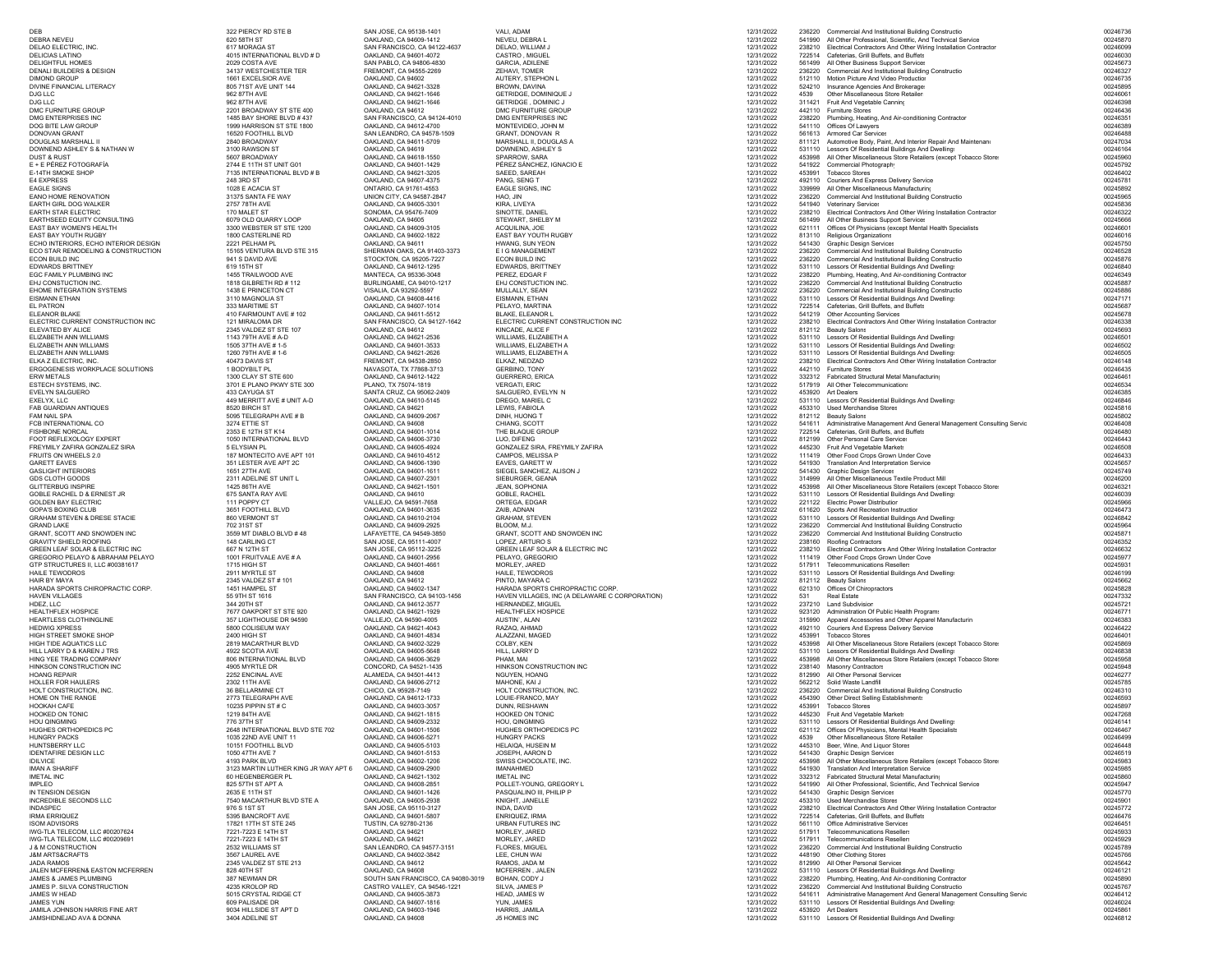| DEB | 322 PIERCY RD STE B | SAN JOSE, CA 95138-1401 | VALI, ADAM | 12/31/2022 | 236220 | Commercial And Institutional Building Constructio | 00246736 |
|---|---|---|---|---|---|---|---|
| DEBRA NEVEU | 620 58TH ST | OAKLAND, CA 94609-1412 | NEVEU, DEBRA L | 12/31/2022 | 541990 | All Other Professional, Scientific, And Technical Service | 00245870 |
| DELAO ELECTRIC, INC. | 617 MORAGA ST | SAN FRANCISCO, CA 94122-4637 | DELAO, WILLIAM J | 12/31/2022 | 238210 | Electrical Contractors And Other Wiring Installation Contractor | 00246099 |
| DELICIAS LATINO | 4015 INTERNATIONAL BLVD # D | OAKLAND, CA 94601-4072 | CASTRO, MIGUEL | 12/31/2022 | 722514 | Cafeterias, Grill Buffets, and Buffets | 00246030 |
| DELIGHTFUL HOMES | 2029 COSTA AVE | SAN PABLO, CA 94806-4830 | GARCIA, ADILENE | 12/31/2022 | 561499 | All Other Business Support Services | 00245673 |
| DENALI BUILDERS & DESIGN | 34137 WESTCHESTER TER | FREMONT, CA 94555-2269 | ZEHAVI, TOMER | 12/31/2022 | 236220 | Commercial And Institutional Building Constructio | 00246327 |
| DIMOND GROUP | 1661 EXCELSIOR AVE | OAKLAND, CA 94602 | AUTERY, STEPHON L | 12/31/2022 | 512110 | Motion Picture And Video Productior | 00246735 |
| DIVINE FINANCIAL LITERACY | 805 71ST AVE UNIT 144 | OAKLAND, CA 94621-3328 | BROWN, DAVINA | 12/31/2022 | 524210 | Insurance Agencies And Brokerage | 00245895 |
| DJG LLC | 962 87TH AVE | OAKLAND, CA 94621-1646 | GETRIDGE, DOMINIQUE J | 12/31/2022 | 4539 | Other Miscellaneous Store Retailer | 00246061 |
| DJG LLC | 962 87TH AVE | OAKLAND, CA 94621-1646 | GETRIDGE , DOMINIC J | 12/31/2022 | 311421 | Fruit And Vegetable Cannin | 00246398 |
| DMC FURNITURE GROUP | 2201 BROADWAY ST STE 400 | OAKLAND, CA 94612 | DMC FURNITURE GROUP | 12/31/2022 | 442110 | Furniture Stores | 00246436 |
| DMG ENTERPRISES INC | 1485 BAY SHORE BLVD # 437 | SAN FRANCISCO, CA 94124-4010 | DMG ENTERPRISES INC | 12/31/2022 | 238220 | Plumbing, Heating, And Air-conditioning Contractor | 00246351 |
| DOG BITE LAW GROUP | 1999 HARRISON ST STE 1800 | OAKLAND, CA 94612-4700 | MONTEVIDEO, JOHN M | 12/31/2022 | 541110 | Offices Of Lawyers | 00246389 |
| DONOVAN GRANT | 16520 FOOTHILL BLVD | SAN LEANDRO, CA 94578-1509 | GRANT, DONOVAN R | 12/31/2022 | 561613 | Armored Car Services | 00246488 |
| DOUGLAS MARSHALL II | 2840 BROADWAY | OAKLAND, CA 94611-5709 | MARSHALL II, DOUGLAS A | 12/31/2022 | 811121 | Automotive Body, Paint, And Interior Repair And Maintenan | 00247034 |
| DOWNEND ASHLEY S & NATHAN W | 3100 RAWSON ST | OAKLAND, CA 94619 | DOWNEND, ASHLEY S | 12/31/2022 | 531110 | Lessors Of Residential Buildings And Dwelling | 00246164 |
| DUST & RUST | 5607 BROADWAY | OAKLAND, CA 94618-1550 | SPARROW, SARA | 12/31/2022 | 453998 | All Other Miscellaneous Store Retailers (except Tobacco Store | 00245960 |
| E + E PÉREZ FOTOGRAFÍA | 2744 E 11TH ST UNIT G01 | OAKLAND, CA 94601-1429 | PÉREZ SÁNCHEZ, IGNACIO E | 12/31/2022 | 541922 | Commercial Photograph | 00245792 |
| E-14TH SMOKE SHOP | 7135 INTERNATIONAL BLVD # B | OAKLAND, CA 94621-3205 | SAEED, SAREAH | 12/31/2022 | 453991 | Tobacco Stores | 00246402 |
| E4 EXPRESS | 248 3RD ST | OAKLAND, CA 94607-4375 | PANG, SENG T | 12/31/2022 | 492110 | Couriers And Express Delivery Service | 00245781 |
| EAGLE SIGNS | 1028 E ACACIA ST | ONTARIO, CA 91761-4553 | EAGLE SIGNS, INC | 12/31/2022 | 339999 | All Other Miscellaneous Manufacturin | 00245892 |
| EANO HOME RENOVATION | 31375 SANTA FE WAY | UNION CITY, CA 94587-2847 | HAO, JIN | 12/31/2022 | 236220 | Commercial And Institutional Building Constructio | 00245965 |
| EARTH GIRL DOG WALKER | 2757 78TH AVE | OAKLAND, CA 94605-3301 | KIRA, LIVEYA | 12/31/2022 | 541940 | Veterinary Services | 00245836 |
| EARTH STAR ELECTRIC | 170 MALET ST | SONOMA, CA 95476-7409 | SINOTTE, DANIEL | 12/31/2022 | 238210 | Electrical Contractors And Other Wiring Installation Contractor | 00246322 |
| EARTHSEED EQUITY CONSULTING | 6079 OLD QUARRY LOOP | OAKLAND, CA 94605 | STEWART, SHELBY M | 12/31/2022 | 561499 | All Other Business Support Services | 00245666 |
| EAST BAY WOMEN'S HEALTH | 3300 WEBSTER ST STE 1200 | OAKLAND, CA 94609-3105 | ACQUILINA, JOE | 12/31/2022 | 621111 | Offices Of Physicians (except Mental Health Specialists | 00246601 |
| EAST BAY YOUTH RUGBY | 1800 CASTERLINE RD | OAKLAND, CA 94602-1822 | EAST BAY YOUTH RUGBY | 12/31/2022 | 813110 | Religious Organizations | 00246016 |
| ECHO INTERIORS, ECHO INTERIOR DESIGN | 2221 PELHAM PL | OAKLAND, CA 94611 | HWANG, SUN YEON | 12/31/2022 | 541430 | Graphic Design Services | 00245750 |
| ECO STAR REMODELING & CONSTRUCTION | 15165 VENTURA BLVD STE 315 | SHERMAN OAKS, CA 91403-3373 | E I G MANAGEMENT | 12/31/2022 | 236220 | Commercial And Institutional Building Constructio | 00246528 |
| ECON BUILD INC | 941 S DAVID AVE | STOCKTON, CA 95205-7227 | ECON BUILD INC | 12/31/2022 | 236220 | Commercial And Institutional Building Constructio | 00245876 |
| EDWARDS BRITTNEY | 619 15TH ST | OAKLAND, CA 94612-1295 | EDWARDS, BRITTNEY | 12/31/2022 | 531110 | Lessors Of Residential Buildings And Dwelling | 00246840 |
| EGC FAMILY PLUMBING INC | 1455 TRAILWOOD AVE | MANTECA, CA 95336-3048 | PEREZ, EDGAR F | 12/31/2022 | 238220 | Plumbing, Heating, And Air-conditioning Contractor | 00246349 |
| EHJ CONSTUCTION INC. | 1818 GILBRETH RD # 112 | BURLINGAME, CA 94010-1217 | EHJ CONSTUCTION INC. | 12/31/2022 | 236220 | Commercial And Institutional Building Constructio | 00245887 |
| EHOME INTEGRATION SYSTEMS | 1438 E PRINCETON CT | VISALIA, CA 93292-5597 | MULLALLY, SEAN | 12/31/2022 | 236220 | Commercial And Institutional Building Constructio | 00245886 |
| EISMANN ETHAN | 3110 MAGNOLIA ST | OAKLAND, CA 94608-4416 | EISMANN, ETHAN | 12/31/2022 | 531110 | Lessors Of Residential Buildings And Dwelling | 00247171 |
| EL PATRON | 333 MARITIME ST | OAKLAND, CA 94607-1014 | PELAYO, MARTINA | 12/31/2022 | 722514 | Cafeterias, Grill Buffets, and Buffets | 00245687 |
| ELEANOR BLAKE | 410 FAIRMOUNT AVE # 102 | OAKLAND, CA 94611-5512 | BLAKE, ELEANOR L | 12/31/2022 | 541219 | Other Accounting Services | 00245678 |
| ELECTRIC CURRENT CONSTRUCTION INC | 121 MIRALOMA DR | SAN FRANCISCO, CA 94127-1642 | ELECTRIC CURRENT CONSTRUCTION INC | 12/31/2022 | 238210 | Electrical Contractors And Other Wiring Installation Contractor | 00246338 |
| ELEVATED BY ALICE | 2345 VALDEZ ST STE 107 | OAKLAND, CA 94612 | KINCADE, ALICE F | 12/31/2022 | 812112 | Beauty Salons | 00245693 |
| ELIZABETH ANN WILLIAMS | 1143 79TH AVE # A-D | OAKLAND, CA 94621-2536 | WILLIAMS, ELIZABETH A | 12/31/2022 | 531110 | Lessors Of Residential Buildings And Dwelling | 00246501 |
| ELIZABETH ANN WILLIAMS | 1505 37TH AVE # 1-5 | OAKLAND, CA 94601-3533 | WILLIAMS, ELIZABETH A | 12/31/2022 | 531110 | Lessors Of Residential Buildings And Dwelling | 00246502 |
| ELIZABETH ANN WILLIAMS | 1260 79TH AVE # 1-6 | OAKLAND, CA 94621-2626 | WILLIAMS, ELIZABETH A | 12/31/2022 | 531110 | Lessors Of Residential Buildings And Dwelling | 00246505 |
| ELKA Z ELECTRIC, INC. | 40473 DAVIS ST | FREMONT, CA 94538-2850 | ELKAZ, NEDZAD | 12/31/2022 | 238210 | Electrical Contractors And Other Wiring Installation Contractor | 00246148 |
| ERGOGENESIS WORKPLACE SOLUTIONS | 1 BODYBILT PL | NAVASOTA, TX 77868-3713 | GERBINO, TONY | 12/31/2022 | 442110 | Furniture Stores | 00246435 |
| ERW METALS | 1300 CLAY ST STE 600 | OAKLAND, CA 94612-1422 | GUERRERO, ERICA | 12/31/2022 | 332312 | Fabricated Structural Metal Manufacturin | 00246461 |
| ESTECH SYSTEMS, INC. | 3701 E PLANO PKWY STE 300 | PLANO, TX 75074-1819 | VERGATI, ERIC | 12/31/2022 | 517919 | All Other Telecommunications | 00246534 |
| EVELYN SALGUERO | 433 CAYUGA ST | SANTA CRUZ, CA 95062-2409 | SALGUERO, EVELYN N | 12/31/2022 | 453920 | Art Dealers | 00246385 |
| EXELYX, LLC | 449 MERRITT AVE # UNIT A-D | OAKLAND, CA 94610-5145 | DREGO, MARIEL C | 12/31/2022 | 531110 | Lessors Of Residential Buildings And Dwelling | 00246846 |
| FAB GUARDIAN ANTIQUES | 8520 BIRCH ST | OAKLAND, CA 94621 | LEWIS, FABIOLA | 12/31/2022 | 453310 | Used Merchandise Stores | 00245816 |
| FAM NAIL SPA | 5095 TELEGRAPH AVE # B | OAKLAND, CA 94609-2067 | DINH, HUONG T | 12/31/2022 | 812112 | Beauty Salons | 00245802 |
| FCB INTERNATIONAL CO | 3274 ETTIE ST | OAKLAND, CA 94608 | CHIANG, SCOTT | 12/31/2022 | 541611 | Administrative Management And General Management Consulting Servic | 00246408 |
| FISHBONE NORCAL | 2353 E 12TH ST K14 | OAKLAND, CA 94601-1014 | THE BLAQUE GROUP | 12/31/2022 | 722514 | Cafeterias, Grill Buffets, and Buffets | 00246480 |
| FOOT REFLEXOLOGY EXPERT | 1050 INTERNATIONAL BLVD | OAKLAND, CA 94606-3730 | LUO, DIFENG | 12/31/2022 | 812199 | Other Personal Care Services | 00246443 |
| FREYMILY ZAFIRA GONZALEZ SIRA | 5 ELYSIAN PL | OAKLAND, CA 94605-4924 | GONZALEZ SIRA, FREYMILY ZAFIRA | 12/31/2022 | 445230 | Fruit And Vegetable Markets | 00246508 |
| FRUITS ON WHEELS 2.0 | 187 MONTECITO AVE APT 101 | OAKLAND, CA 94610-4512 | CAMPOS, MELISSA P | 12/31/2022 | 111419 | Other Food Crops Grown Under Cove | 00246433 |
| GARETT EAVES | 351 LESTER AVE APT 2C | OAKLAND, CA 94606-1390 | EAVES, GARETT W | 12/31/2022 | 541930 | Translation And Interpretation Service | 00245657 |
| GASLIGHT INTERIORS | 1651 27TH AVE | OAKLAND, CA 94601-1611 | SIEGEL SANCHEZ, ALISON J | 12/31/2022 | 541430 | Graphic Design Services | 00245749 |
| GDS CLOTH GOODS | 2311 ADELINE ST UNIT L | OAKLAND, CA 94607-2301 | SIEBURGER, GEANA | 12/31/2022 | 314999 | All Other Miscellaneous Textile Product Mill | 00246200 |
| GLITTERBUG INSPIRE | 1425 86TH AVE | OAKLAND, CA 94621-1501 | JEAN, SOPHONIA | 12/31/2022 | 453998 | All Other Miscellaneous Store Retailers (except Tobacco Store | 00246321 |
| GOBLE RACHEL D & ERNEST JR | 675 SANTA RAY AVE | OAKLAND, CA 94610 | GOBLE, RACHEL | 12/31/2022 | 531110 | Lessors Of Residential Buildings And Dwelling | 00246039 |
| GOLDEN BAY ELECTRIC | 111 POPPY CT | VALLEJO, CA 94591-7658 | ORTEGA, EDGAR | 12/31/2022 | 221122 | Electric Power Distributior | 00245966 |
| GOPA'S BOXING CLUB | 3651 FOOTHILL BLVD | OAKLAND, CA 94601-3635 | ZAIB, ADNAN | 12/31/2022 | 611620 | Sports And Recreation Instructior | 00246473 |
| GRAHAM STEVEN & DRESE STACIE | 860 VERMONT ST | OAKLAND, CA 94610-2104 | GRAHAM, STEVEN | 12/31/2022 | 531110 | Lessors Of Residential Buildings And Dwelling | 00246842 |
| GRAND LAKE | 702 31ST ST | OAKLAND, CA 94609-2925 | BLOOM, M.J. | 12/31/2022 | 236220 | Commercial And Institutional Building Constructio | 00245964 |
| GRANT, SCOTT AND SNOWDEN INC | 3559 MT DIABLO BLVD # 48 | LAFAYETTE, CA 94549-3850 | GRANT, SCOTT AND SNOWDEN INC | 12/31/2022 | 236220 | Commercial And Institutional Building Constructio | 00245871 |
| GRAVITY SHIELD ROOFING | 148 CARLING CT | SAN JOSE, CA 95111-4007 | LOPEZ, ARTURO S | 12/31/2022 | 238160 | Roofing Contractors | 00246352 |
| GREEN LEAF SOLAR & ELECTRIC INC | 667 N 12TH ST | SAN JOSE, CA 95112-3225 | GREEN LEAF SOLAR & ELECTRIC INC | 12/31/2022 | 238210 | Electrical Contractors And Other Wiring Installation Contractor | 00246632 |
| GREGORIO PELAYO & ABRAHAM PELAYO | 1001 FRUITVALE AVE # A | OAKLAND, CA 94601-2956 | PELAYO, GREGORIO | 12/31/2022 | 111419 | Other Food Crops Grown Under Cove | 00245977 |
| GTP STRUCTURES II, LLC #00381617 | 1715 HIGH ST | OAKLAND, CA 94601-4661 | MORLEY, JARED | 12/31/2022 | 517911 | Telecommunications Resellers | 00245931 |
| HAILE TEWODROS | 2911 MYRTLE ST | OAKLAND, CA 94608 | HAILE, TEWODROS | 12/31/2022 | 531110 | Lessors Of Residential Buildings And Dwelling | 00246199 |
| HAIR BY MAYA | 2345 VALDEZ ST # 101 | OAKLAND, CA 94612 | PINTO, MAYARA C | 12/31/2022 | 812112 | Beauty Salons | 00245662 |
| HARADA SPORTS CHIROPRACTIC CORP. | 1451 HAMPEL ST | OAKLAND, CA 94602-1347 | HARADA SPORTS CHIROPRACTIC CORP. | 12/31/2022 | 621310 | Offices Of Chiropractors | 00245828 |
| HAVEN VILLAGES | 55 9TH ST 1616 | SAN FRANCISCO, CA 94103-1456 | HAVEN VILLAGES, INC (A DELAWARE C CORPORATION) | 12/31/2022 | 531 | Real Estate | 00247332 |
| HDEZ, LLC | 344 20TH ST | OAKLAND, CA 94612-3577 | HERNANDEZ, MIGUEL | 12/31/2022 | 237210 | Land Subdivision | 00245721 |
| HEALTHFLEX HOSPICE | 7677 OAKPORT ST STE 920 | OAKLAND, CA 94621-1929 | HEALTHFLEX HOSPICE | 12/31/2022 | 923120 | Administration Of Public Health Programs | 00246771 |
| HEARTLESS CLOTHINGLINE | 357 LIGHTHOUSE DR 94590 | VALLEJO, CA 94590-4005 | AUSTIN , ALAN | 12/31/2022 | 315990 | Apparel Accessories and Other Apparel Manufacturin | 00246383 |
| HEDWIG XPRESS | 5800 COLISEUM WAY | OAKLAND, CA 94621-4043 | RAZAQ, AHMAD | 12/31/2022 | 492110 | Couriers And Express Delivery Service | 00246422 |
| HIGH STREET SMOKE SHOP | 2400 HIGH ST | OAKLAND, CA 94601-4834 | ALAZZANI, MAGED | 12/31/2022 | 453991 | Tobacco Stores | 00246401 |
| HIGH TIDE AQUATICS LLC | 2819 MACARTHUR BLVD | OAKLAND, CA 94602-3229 | COLBY, KEN | 12/31/2022 | 453998 | All Other Miscellaneous Store Retailers (except Tobacco Store | 00245869 |
| HILL LARRY D & KAREN J TRS | 4922 SCOTIA AVE | OAKLAND, CA 94605-5648 | HILL, LARRY D | 12/31/2022 | 531110 | Lessors Of Residential Buildings And Dwelling | 00246838 |
| HING YEE TRADING COMPANY | 806 INTERNATIONAL BLVD | OAKLAND, CA 94606-3629 | PHAM, MAI | 12/31/2022 | 453998 | All Other Miscellaneous Store Retailers (except Tobacco Store | 00245958 |
| HINKSON CONSTRUCTION INC | 4905 MYRTLE DR | CONCORD, CA 94521-1435 | HINKSON CONSTRUCTION INC | 12/31/2022 | 238140 | Masonry Contractors | 00245948 |
| HOANG REPAIR | 2252 ENCINAL AVE | ALAMEDA, CA 94501-4413 | NGUYEN, HOANG | 12/31/2022 | 812990 | All Other Personal Services | 00246277 |
| HOLLER FOR HAULERS | 2302 11TH AVE | OAKLAND, CA 94606-2712 | MAHONE, KAI J | 12/31/2022 | 562212 | Solid Waste Landfill | 00245785 |
| HOLT CONSTRUCTION, INC. | 36 BELLARMINE CT | CHICO, CA 95928-7149 | HOLT CONSTRUCTION, INC. | 12/31/2022 | 236220 | Commercial And Institutional Building Constructio | 00246310 |
| HOME ON THE RANGE | 2773 TELEGRAPH AVE | OAKLAND, CA 94612-1733 | LOUIE-FRANCO, MAY | 12/31/2022 | 454390 | Other Direct Selling Establishments | 00246593 |
| HOOKAH CAFE | 10235 PIPPIN ST # C | OAKLAND, CA 94603-3057 | DUNN, RESHAWN | 12/31/2022 | 453991 | Tobacco Stores | 00245897 |
| HOOKED ON TONIC | 1219 84TH AVE | OAKLAND, CA 94621-1815 | HOOKED ON TONIC | 12/31/2022 | 445230 | Fruit And Vegetable Markets | 00247268 |
| HOU QINGMING | 776 37TH ST | OAKLAND, CA 94609-2332 | HOU, QINGMING | 12/31/2022 | 531110 | Lessors Of Residential Buildings And Dwelling | 00246141 |
| HUGHES ORTHOPEDICS PC | 2648 INTERNATIONAL BLVD STE 702 | OAKLAND, CA 94601-1506 | HUGHES ORTHOPEDICS PC | 12/31/2022 | 621112 | Offices Of Physicians, Mental Health Specialists | 00246467 |
| HUNGRY PACKS | 1035 22ND AVE UNIT 11 | OAKLAND, CA 94606-5271 | HUNGRY PACKS | 12/31/2022 | 4539 | Other Miscellaneous Store Retailer | 00246499 |
| HUNTSBERRY LLC | 10151 FOOTHILL BLVD | OAKLAND, CA 94605-5103 | HELAIQA, HUSEIN M | 12/31/2022 | 445310 | Beer, Wine, And Liquor Stores | 00246448 |
| IDENTAFIRE DESIGN LLC | 1050 47TH AVE 7 | OAKLAND, CA 94601-5153 | JOSEPH, AARON D | 12/31/2022 | 541430 | Graphic Design Services | 00246519 |
| IDILVICE | 4193 PARK BLVD | OAKLAND, CA 94602-1206 | SWISS CHOCOLATE, INC. | 12/31/2022 | 453998 | All Other Miscellaneous Store Retailers (except Tobacco Store | 00245983 |
| IMAN A SHARIFF | 3123 MARTIN LUTHER KING JR WAY APT 6 | OAKLAND, CA 94609-2900 | IMANAHMED | 12/31/2022 | 541930 | Translation And Interpretation Service | 00245985 |
| IMETAL INC | 60 HEGENBERGER PL | OAKLAND, CA 94621-1302 | IMETAL INC | 12/31/2022 | 332312 | Fabricated Structural Metal Manufacturin | 00245860 |
| IMPLEO | 825 57TH ST APT A | OAKLAND, CA 94608-2851 | POLLET-YOUNG, GREGORY L | 12/31/2022 | 541990 | All Other Professional, Scientific, And Technical Service | 00245947 |
| IN TENSION DESIGN | 2635 E 11TH ST | OAKLAND, CA 94601-1426 | PASQUALINO III, PHILIP P | 12/31/2022 | 541430 | Graphic Design Services | 00245770 |
| INCREDIBLE SECONDS LLC | 7540 MACARTHUR BLVD STE A | OAKLAND, CA 94605-2938 | KNIGHT, JANELLE | 12/31/2022 | 453310 | Used Merchandise Stores | 00245901 |
| INDASPEC | 976 S 1ST ST | SAN JOSE, CA 95110-3127 | INDA, DAVID | 12/31/2022 | 238210 | Electrical Contractors And Other Wiring Installation Contractor | 00245772 |
| IRMA ERRIQUEZ | 5395 BANCROFT AVE | OAKLAND, CA 94601-5807 | ENRIQUEZ, IRMA | 12/31/2022 | 722514 | Cafeterias, Grill Buffets, and Buffets | 00246476 |
| ISOM ADVISORS | 17821 17TH ST STE 245 | TUSTIN, CA 92780-2136 | URBAN FUTURES INC | 12/31/2022 | 561110 | Office Administrative Services | 00246451 |
| IWG-TLA TELECOM, LLC #00207624 | 7221-7223 E 14TH ST | OAKLAND, CA 94621 | MORLEY, JARED | 12/31/2022 | 517911 | Telecommunications Resellers | 00245933 |
| IWG-TLA TELECOM, LLC #00209691 | 7221-7223 E 14TH ST | OAKLAND, CA 94621 | MORLEY, JARED | 12/31/2022 | 517911 | Telecommunications Resellers | 00245929 |
| J & M CONSTRUCTION | 2532 WILLIAMS ST | SAN LEANDRO, CA 94577-3151 | FLORES, MIGUEL | 12/31/2022 | 236220 | Commercial And Institutional Building Constructio | 00245789 |
| J&M ARTS&CRAFTS | 3567 LAUREL AVE | OAKLAND, CA 94602-3842 | LEE, CHUN WAI | 12/31/2022 | 448190 | Other Clothing Stores | 00245766 |
| JADA RAMOS | 2345 VALDEZ ST STE 213 | OAKLAND, CA 94612 | RAMOS, JADA M | 12/31/2022 | 812990 | All Other Personal Services | 00245642 |
| JALEN MCFERREN& EASTON MCFERREN | 828 40TH ST | OAKLAND, CA 94608 | MCFERREN , JALEN | 12/31/2022 | 531110 | Lessors Of Residential Buildings And Dwelling | 00246121 |
| JAMES & JAMES PLUMBING | 387 NEWMAN DR | SOUTH SAN FRANCISCO, CA 94080-3019 | BOHAN, CODY J | 12/31/2022 | 238220 | Plumbing, Heating, And Air-conditioning Contractor | 00245890 |
| JAMES P. SILVA CONSTRUCTION | 4235 KROLOP RD | CASTRO VALLEY, CA 94546-1221 | SILVA, JAMES P | 12/31/2022 | 236220 | Commercial And Institutional Building Constructio | 00245767 |
| JAMES W HEAD | 5015 CRYSTAL RIDGE CT | OAKLAND, CA 94605-3873 | HEAD, JAMES W | 12/31/2022 | 541611 | Administrative Management And General Management Consulting Servic | 00246412 |
| JAMES YUN | 609 PALISADE DR | OAKLAND, CA 94607-1816 | YUN, JAMES | 12/31/2022 | 531110 | Lessors Of Residential Buildings And Dwelling | 00246024 |
| JAMILA JOHNSON HARRIS FINE ART | 9034 HILLSIDE ST APT D | OAKLAND, CA 94603-1946 | HARRIS, JAMILA | 12/31/2022 | 453920 | Art Dealers | 00245861 |
| JAMSHIDNEJAD AVA & DONNA | 3404 ADELINE ST | OAKLAND, CA 94608 | J5 HOMES INC | 12/31/2022 | 531110 | Lessors Of Residential Buildings And Dwelling | 00246812 |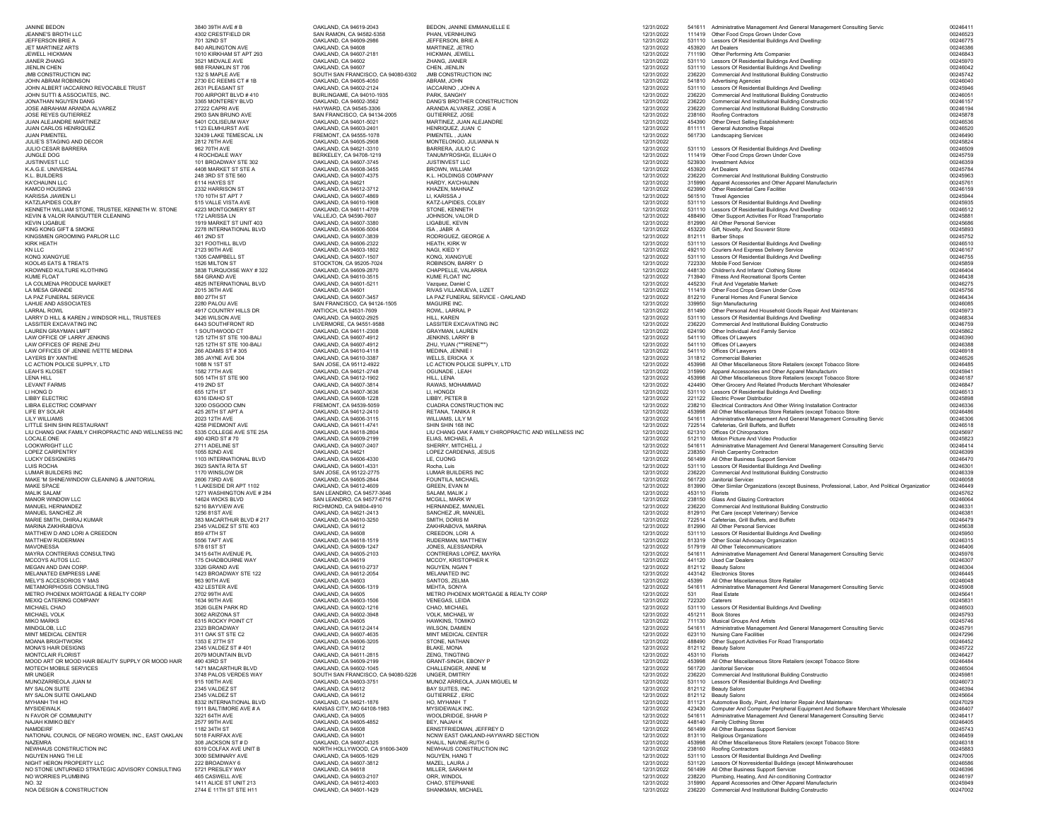| | | | | | | | |
|---|---|---|---|---|---|---|---|
| JANINE BEDON | 3840 39TH AVE # B | OAKLAND, CA 94619-2043 | BEDON, JANINE EMMANUELLE E | 12/31/2022 | 541611 | Administrative Management And General Management Consulting Servic | 00246411 |
| JEANNE'S BROTH LLC | 4302 CRESTFIELD DR | SAN RAMON, CA 94582-5358 | PHAN, VERNHUING | 12/31/2022 | 111419 | Other Food Crops Grown Under Cove | 00246523 |
| JEFFERSON BRIE A | 701 32ND ST | OAKLAND, CA 94609-2986 | JEFFERSON, BRIE A | 12/31/2022 | 531110 | Lessors Of Residential Buildings And Dwellings | 00246775 |
| JET MARTINEZ ARTS | 840 ARLINGTON AVE | OAKLAND, CA 94608 | MARTINEZ, JETRO | 12/31/2022 | 453920 | Art Dealers | 00246386 |
| JEWELL HICKMAN | 1010 KIRKHAM ST APT 293 | OAKLAND, CA 94607-2181 | HICKMAN, JEWELL | 12/31/2022 | 711190 | Other Performing Arts Companies | 00246843 |
| JIANER ZHANG | 3521 MIDVALE AVE | OAKLAND, CA 94602 | ZHANG, JIANER | 12/31/2022 | 531110 | Lessors Of Residential Buildings And Dwellings | 00245970 |
| JIENLIN CHEN | 988 FRANKLIN ST 706 | OAKLAND, CA 94607 | CHEN, JIENLIN | 12/31/2022 | 531110 | Lessors Of Residential Buildings And Dwellings | 00246042 |
| JMB CONSTRUCTION INC | 132 S MAPLE AVE | SOUTH SAN FRANCISCO, CA 94080-6302 | JMB CONSTRUCTION INC | 12/31/2022 | 236220 | Commercial And Institutional Building Constructio | 00245742 |
| JOHN ABRAM ROBINSON | 2730 EC REEMS CT # 1B | OAKLAND, CA 94605-4050 | ABRAM, JOHN | 12/31/2022 | 541810 | Advertising Agencies | 00246040 |
| JOHN ALBERT IACCARINO REVOCABLE TRUST | 2631 PLEASANT ST | OAKLAND, CA 94602-2124 | IACCARINO , JOHN A | 12/31/2022 | 531110 | Lessors Of Residential Buildings And Dwellings | 00245946 |
| JOHN SUTTI & ASSOCIATES, INC. | 700 AIRPORT BLVD # 410 | BURLINGAME, CA 94010-1935 | PARK, SANGHY | 12/31/2022 | 236220 | Commercial And Institutional Building Constructio | 00246051 |
| JONATHAN NGUYEN DANG | 3365 MONTEREY BLVD | OAKLAND, CA 94602-3562 | DANG'S BROTHER CONSTRUCTION | 12/31/2022 | 236220 | Commercial And Institutional Building Constructio | 00246157 |
| JOSE ABRAHAM ARANDA ALVAREZ | 27222 CAPRI AVE | HAYWARD, CA 94545-3306 | ARANDA ALVAREZ, JOSE A | 12/31/2022 | 236220 | Commercial And Institutional Building Constructio | 00246194 |
| JOSE REYES GUTIERREZ | 2903 SAN BRUNO AVE | SAN FRANCISCO, CA 94134-2005 | GUTIERREZ, JOSE | 12/31/2022 | 238160 | Roofing Contractors | 00245878 |
| JUAN ALEJANDRE MARTINEZ | 5401 COLISEUM WAY | OAKLAND, CA 94601-5021 | MARTINEZ, JUAN ALEJANDRE | 12/31/2022 | 454390 | Other Direct Selling Establishments | 00246536 |
| JUAN CARLOS HENRIQUEZ | 1123 ELMHURST AVE | OAKLAND, CA 94603-2401 | HENRIQUEZ, JUAN C | 12/31/2022 | 811111 | General Automotive Repai | 00246520 |
| JUAN PIMENTEL | 32439 LAKE TEMESCAL LN | FREMONT, CA 94555-1078 | PIMENTEL , JUAN | 12/31/2022 | 561730 | Landscaping Services | 00246490 |
| JULIE'S STAGING AND DECOR | 2812 76TH AVE | OAKLAND, CA 94605-2908 | MONTELONGO, JULIANNA N | 12/31/2022 | | | 00245824 |
| JULIO CESAR BARRERA | 962 70TH AVE | OAKLAND, CA 94621-3310 | BARRERA, JULIO C | 12/31/2022 | 531110 | Lessors Of Residential Buildings And Dwellings | 00246509 |
| JUNGLE DOG | 4 ROCHDALE WAY | BERKELEY, CA 94708-1219 | TANUMYROSHGI, ELIJAH O | 12/31/2022 | 111419 | Other Food Crops Grown Under Cove | 00245759 |
| JUSTINVEST LLC | 101 BROADWAY STE 302 | OAKLAND, CA 94607-3745 | JUSTINVEST LLC | 12/31/2022 | 523930 | Investment Advice | 00246359 |
| K.A.G.E. UNIVERSAL | 4408 MARKET ST STE A | OAKLAND, CA 94608-3455 | BROWN, WILLIAM | 12/31/2022 | 453920 | Art Dealers | 00245784 |
| K.L. BUILDERS | 248 3RD ST STE 560 | OAKLAND, CA 94607-4375 | K.L. HOLDINGS COMPANY | 12/31/2022 | 236220 | Commercial And Institutional Building Constructio | 00245963 |
| KA'CHAUNN LLC | 6114 HAYES ST | OAKLAND, CA 94621 | HARDY, KA'CHAUNN | 12/31/2022 | 315990 | Apparel Accessories and Other Apparel Manufacturin | 00245761 |
| KAMCO HOUSING | 2332 HARRISON ST | OAKLAND, CA 94612-3712 | KHAZEN, MAHNAZ | 12/31/2022 | 623990 | Other Residential Care Facilities | 00246159 |
| KARISSA JIAWEN LI | 170 10TH ST APT 7 | OAKLAND, CA 94607-4869 | LI, KARISSA J | 12/31/2022 | 561510 | Travel Agencies | 00245944 |
| KATZLAPIDES COLBY | 515 VALLE VISTA AVE | OAKLAND, CA 94610-1908 | KATZ-LAPIDES, COLBY | 12/31/2022 | 531110 | Lessors Of Residential Buildings And Dwellings | 00245935 |
| KENNETH WILLIAM STONE, TRUSTEE, KENNETH W. STONE | 4223 MONTGOMERY ST | OAKLAND, CA 94611-4709 | STONE, KENNETH | 12/31/2022 | 531110 | Lessors Of Residential Buildings And Dwellings | 00246512 |
| KEVIN & VALOR RAINGUTTER CLEANING | 172 LARISSA LN | VALLEJO, CA 94590-7607 | JOHNSON, VALOR D | 12/31/2022 | 488490 | Other Support Activities For Road Transportatio | 00245881 |
| KEVIN LIGABUE | 1919 MARKET ST UNIT 403 | OAKLAND, CA 94607-3380 | LIGABUE, KEVIN | 12/31/2022 | 812990 | All Other Personal Services | 00245686 |
| KING KONG GIFT & SMOKE | 2278 INTERNATIONAL BLVD | OAKLAND, CA 94606-5004 | ISA , JABR A | 12/31/2022 | 453220 | Gift, Novelty, And Souvenir Stores | 00245893 |
| KINGSMEN GROOMING PARLOR LLC | 461 2ND ST | OAKLAND, CA 94607-3839 | RODRIGUEZ, GEORGE A | 12/31/2022 | 812111 | Barber Shops | 00245752 |
| KIRK HEATH | 321 FOOTHILL BLVD | OAKLAND, CA 94606-2322 | HEATH, KIRK W | 12/31/2022 | 531110 | Lessors Of Residential Buildings And Dwellings | 00246510 |
| KN LLC | 2123 90TH AVE | OAKLAND, CA 94603-1802 | NAGI, KIED Y | 12/31/2022 | 492110 | Couriers And Express Delivery Service | 00246167 |
| KONG XIANGYUE | 1305 CAMPBELL ST | OAKLAND, CA 94607-1507 | KONG, XIANGYUE | 12/31/2022 | 531110 | Lessors Of Residential Buildings And Dwellings | 00246755 |
| KOOL45 EATS & TREATS | 1526 MILTON ST | STOCKTON, CA 95205-7024 | ROBINSON, BARRY D | 12/31/2022 | 722330 | Mobile Food Services | 00245859 |
| KROWNED KULTURE KLOTHING | 3838 TURQUOISE WAY # 322 | OAKLAND, CA 94609-2870 | CHAPPELLE, VALARRIA | 12/31/2022 | 448130 | Children's And Infants' Clothing Stores | 00246404 |
| KUME FLOAT | 584 GRAND AVE | OAKLAND, CA 94610-3515 | KUME FLOAT INC | 12/31/2022 | 713940 | Fitness And Recreational Sports Center | 00246438 |
| LA COLMENA PRODUCE MARKET | 4825 INTERNATIONAL BLVD | OAKLAND, CA 94601-5211 | Vazquez, Daniel C | 12/31/2022 | 445230 | Fruit And Vegetable Markets | 00246275 |
| LA MESA GRANDE | 2015 36TH AVE | OAKLAND, CA 94601 | RIVAS VILLANUEVA, LIZET | 12/31/2022 | 111419 | Other Food Crops Grown Under Cove | 00245756 |
| LA PAZ FUNERAL SERVICE | 880 27TH ST | OAKLAND, CA 94607-3457 | LA PAZ FUNERAL SERVICE - OAKLAND | 12/31/2022 | 812210 | Funeral Homes And Funeral Service | 00246434 |
| LAHUE AND ASSOCIATES | 2280 PALOU AVE | SAN FRANCISCO, CA 94124-1505 | MAGUIRE INC. | 12/31/2022 | 339950 | Sign Manufacturing | 00246085 |
| LARRAL ROWL | 4917 COUNTRY HILLS DR | ANTIOCH, CA 94531-7609 | ROWL, LARRAL P | 12/31/2022 | 811490 | Other Personal And Household Goods Repair And Maintenanc | 00245973 |
| LARRY D HILL & KAREN J WINDSOR HILL, TRUSTEES | 3426 WILSON AVE | OAKLAND, CA 94602-2925 | HILL, KAREN | 12/31/2022 | 531110 | Lessors Of Residential Buildings And Dwellings | 00246834 |
| LASSITER EXCAVATING INC | 6443 SOUTHFRONT RD | LIVERMORE, CA 94551-9588 | LASSITER EXCAVATING INC | 12/31/2022 | 236220 | Commercial And Institutional Building Constructio | 00246759 |
| LAUREN GRAYMAN LMFT | 1 SOUTHWOOD CT | OAKLAND, CA 94611-2308 | GRAYMAN, LAUREN | 12/31/2022 | 624190 | Other Individual And Family Service | 00245862 |
| LAW OFFICE OF LARRY JENKINS | 125 12TH ST STE 100-BALI | OAKLAND, CA 94607-4912 | JENKINS, LARRY B | 12/31/2022 | 541110 | Offices Of Lawyers | 00246390 |
| LAW OFFICES OF IRENE ZHU | 125 12TH ST STE 100-BALI | OAKLAND, CA 94607-4912 | ZHU, YUAN (""IRENE"") | 12/31/2022 | 541110 | Offices Of Lawyers | 00246388 |
| LAW OFFICES OF JENNIE IVETTE MEDINA | 266 ADAMS ST # 305 | OAKLAND, CA 94610-4118 | MEDINA, JENNIE I | 12/31/2022 | 541110 | Offices Of Lawyers | 00246918 |
| LAYERS BY XANTHE | 385 JAYNE AVE 304 | OAKLAND, CA 94610-3387 | WELLS, ERICKA X | 12/31/2022 | 311812 | Commercial Bakeries | 00246526 |
| LC ACTION POLICE SUPPLY, LTD | 1088 N 1ST ST | SAN JOSE, CA 95112-4922 | LC ACTION POLICE SUPPLY, LTD | 12/31/2022 | 453998 | All Other Miscellaneous Store Retailers (except Tobacco Stores | 00246485 |
| LEAH'S KLOSET | 1582 77TH AVE | OAKLAND, CA 94621-2748 | OGUNADE , LEAH | 12/31/2022 | 315990 | Apparel Accessories and Other Apparel Manufacturin | 00245941 |
| LENA HILL | 505 14TH ST STE 900 | OAKLAND, CA 94612-1902 | HILL, LENA | 12/31/2022 | 453998 | All Other Miscellaneous Store Retailers (except Tobacco Stores | 00246187 |
| LEVANT FARMS | 419 2ND ST | OAKLAND, CA 94607-3814 | RAWAS, MOHAMMAD | 12/31/2022 | 424490 | Other Grocery And Related Products Merchant Wholesaler | 00246847 |
| LI HONG D | 655 12TH ST | OAKLAND, CA 94607-3636 | LI, HONGDI | 12/31/2022 | 531110 | Lessors Of Residential Buildings And Dwellings | 00246513 |
| LIBBY ELECTRIC | 6316 IDAHO ST | OAKLAND, CA 94608-1228 | LIBBY, PETER B | 12/31/2022 | 221122 | Electric Power Distribution | 00245898 |
| LIBRA ELECTRIC COMPANY | 3200 OSGOOD CMN | FREMONT, CA 94539-5059 | CUADRA CONSTRUCTION INC | 12/31/2022 | 238210 | Electrical Contractors And Other Wiring Installation Contractor | 00246336 |
| LIFE BY SOLAR | 425 26TH ST APT A | OAKLAND, CA 94612-2410 | RETANA, TANIKA R | 12/31/2022 | 453998 | All Other Miscellaneous Store Retailers (except Tobacco Stores | 00246486 |
| LILY WILLIAMS | 2023 12TH AVE | OAKLAND, CA 94606-3115 | WILLIAMS, LILY M | 12/31/2022 | 541611 | Administrative Management And General Management Consulting Servic | 00246306 |
| LITTLE SHIN SHIN RESTAURANT | 4258 PIEDMONT AVE | OAKLAND, CA 94611-4741 | SHIN SHIN 168 INC | 12/31/2022 | 722514 | Cafeterias, Grill Buffets, and Buffets | 00246518 |
| LIU CHANG OAK FAMILY CHIROPRACTIC AND WELLNESS INC | 5335 COLLEGE AVE STE 25A | OAKLAND, CA 94618-2804 | LIU CHANG OAK FAMILY CHIROPRACTIC AND WELLNESS INC | 12/31/2022 | 621310 | Offices Of Chiropractors | 00245697 |
| LOCALE.ONE | 490 43RD ST # 70 | OAKLAND, CA 94609-2199 | ELIAS, MICHAEL A | 12/31/2022 | 512110 | Motion Picture And Video Productior | 00245823 |
| LOOKWRIGHT LLC | 2711 ADELINE ST | OAKLAND, CA 94607-2407 | SHERRY, MITCHELL J | 12/31/2022 | 541611 | Administrative Management And General Management Consulting Servic | 00246414 |
| LOPEZ CARPENTRY | 1055 82ND AVE | OAKLAND, CA 94621 | LOPEZ CARDENAS, JESUS | 12/31/2022 | 238350 | Finish Carpentry Contractors | 00246399 |
| LUCKY DESIGNERS | 1103 INTERNATIONAL BLVD | OAKLAND, CA 94606-4330 | LE, CUONG | 12/31/2022 | 561499 | All Other Business Support Services | 00246470 |
| LUIS ROCHA | 3923 SANTA RITA ST | OAKLAND, CA 94601-4331 | Rocha, Luis | 12/31/2022 | 531110 | Lessors Of Residential Buildings And Dwellings | 00246301 |
| LUMAR BUILDERS INC | 1170 WINSLOW DR | SAN JOSE, CA 95122-2775 | LUMAR BUILDERS INC | 12/31/2022 | 236220 | Commercial And Institutional Building Constructio | 00246339 |
| MAKE 'M SHINE/WINDOW CLEANING & JANITORIAL | 2606 73RD AVE | OAKLAND, CA 94605-2844 | FOUNTILA, MICHAEL | 12/31/2022 | 561720 | Janitorial Services | 00246058 |
| MAKE SPACE | 1 LAKESIDE DR APT 1102 | OAKLAND, CA 94612-4609 | GREEN, EVAN M | 12/31/2022 | 813990 | Other Similar Organizations (except Business, Professional, Labor, And Political Organizatior | 00246449 |
| MALIK SALAM' | 1271 WASHINGTON AVE # 284 | SAN LEANDRO, CA 94577-3646 | SALAM, MALIK J | 12/31/2022 | 453110 | Florists | 00245762 |
| MANOR WINDOW LLC | 14624 WICKS BLVD | SAN LEANDRO, CA 94577-6716 | MCGILL, MARK W | 12/31/2022 | 238150 | Glass And Glazing Contractors | 00246064 |
| MANUEL HERNANDEZ | 5216 BAYVIEW AVE | RICHMOND, CA 94804-4910 | HERNANDEZ, MANUEL | 12/31/2022 | 236220 | Commercial And Institutional Building Constructio | 00246331 |
| MANUEL SANCHEZ JR | 1256 81ST AVE | OAKLAND, CA 94621-2413 | SANCHEZ JR, MANUEL | 12/31/2022 | 812910 | Pet Care (except Veterinary) Service | 00246381 |
| MARIE SMITH, DHIRAJ KUMAR | 383 MACARTHUR BLVD # 217 | OAKLAND, CA 94610-3250 | SMITH, DORIS M | 12/31/2022 | 722514 | Cafeterias, Grill Buffets, and Buffets | 00246479 |
| MARINA ZAKHRABOVA | 2345 VALDEZ ST STE 403 | OAKLAND, CA 94612 | ZAKHRABOVA, MARINA | 12/31/2022 | 812990 | All Other Personal Services | 00245638 |
| MATTHEW D AND LORI A CREEDON | 859 47TH ST | OAKLAND, CA 94608 | CREEDON, LORI A | 12/31/2022 | 531110 | Lessors Of Residential Buildings And Dwellings | 00245950 |
| MATTHEW RUDERMAN | 5556 TAFT AVE | OAKLAND, CA 94618-1519 | RUDERMAN, MATTHEW | 12/31/2022 | 813319 | Other Social Advocacy Organization | 00246315 |
| MAVONESSA | 578 61ST ST | OAKLAND, CA 94609-1247 | JONES, ALESSANDRA | 12/31/2022 | 517919 | All Other Telecommunications | 00246406 |
| MAYRA CONTRERAS CONSULTING | 3415 64TH AVENUE PL | OAKLAND, CA 94605-2103 | CONTRERAS LOPEZ, MAYRA | 12/31/2022 | 541611 | Administrative Management And General Management Consulting Servic | 00245976 |
| MCCOYS AUTOS LLC. | 175 CHADBOURNE WAY | OAKLAND, CA 94619 | MCCOY, KRISTOPHER K | 12/31/2022 | 441120 | Used Car Dealers | 00246307 |
| MEGAN AND DAN CORP. | 3326 GRAND AVE | OAKLAND, CA 94610-2737 | NGUYEN, NGAN T | 12/31/2022 | 812112 | Beauty Salons | 00246304 |
| MELANATED EMPRESS LANE | 1423 BROADWAY STE 122 | OAKLAND, CA 94612-2054 | MELANATED INC | 12/31/2022 | 443142 | Electronics Stores | 00246445 |
| MELY'S ACCESORIOS Y MAS | 963 90TH AVE | OAKLAND, CA 94603 | SANTOS, ZELMA | 12/31/2022 | 45399 | All Other Miscellaneous Store Retailer | 00246048 |
| METAMORPHOSIS CONSULTING | 432 LESTER AVE | OAKLAND, CA 94606-1319 | MEHTA, SONYA | 12/31/2022 | 541611 | Administrative Management And General Management Consulting Servic | 00245908 |
| METRO PHOENIX MORTGAGE & REALTY CORP | 2702 99TH AVE | OAKLAND, CA 94605 | METRO PHOENIX MORTGAGE & REALTY CORP | 12/31/2022 | 531 | Real Estate | 00245641 |
| MEXIQ CATERING COMPANY | 1634 90TH AVE | OAKLAND, CA 94603-1506 | VENEGAS, LEIDA | 12/31/2022 | 722320 | Caterers | 00245831 |
| MICHAEL CHAO | 3526 GLEN PARK RD | OAKLAND, CA 94602-1216 | CHAO, MICHAEL | 12/31/2022 | 531110 | Lessors Of Residential Buildings And Dwellings | 00246503 |
| MICHAEL VOLK | 3062 ARIZONA ST | OAKLAND, CA 94602-3948 | VOLK, MICHAEL W | 12/31/2022 | 451211 | Book Stores | 00245793 |
| MIKO MARKS | 6315 ROCKY POINT CT | OAKLAND, CA 94605 | HAWKINS, TOMIKO | 12/31/2022 | 711130 | Musical Groups And Artists | 00245746 |
| MINDGLOB, LLC | 2323 BROADWAY | OAKLAND, CA 94612-2414 | WILSON, DAMIEN | 12/31/2022 | 541611 | Administrative Management And General Management Consulting Servic | 00245791 |
| MINT MEDICAL CENTER | 311 OAK ST STE C2 | OAKLAND, CA 94607-4635 | MINT MEDICAL CENTER | 12/31/2022 | 623110 | Nursing Care Facilities | 00247296 |
| MOANA BRIGHTWORK | 1353 E 27TH ST | OAKLAND, CA 94606-3205 | STONE, NATHAN | 12/31/2022 | 488490 | Other Support Activities For Road Transportatio | 00246452 |
| MONA'S HAIR DESIGNS | 2345 VALDEZ ST # 401 | OAKLAND, CA 94612 | BLAKE, MONA | 12/31/2022 | 812112 | Beauty Salons | 00245722 |
| MONTCLAIR FLORIST | 2079 MOUNTAIN BLVD | OAKLAND, CA 94611-2815 | ZENG, TINGTING | 12/31/2022 | 453110 | Florists | 00246427 |
| MOOD ART OR MOOD HAIR BEAUTY SUPPLY OR MOOD HAIR | 490 43RD ST | OAKLAND, CA 94609-2199 | GRANT-SINGH, EBONY P | 12/31/2022 | 453998 | All Other Miscellaneous Store Retailers (except Tobacco Stores | 00246484 |
| MOTECH MOBILE SERVICES | 1471 MACARTHUR BLVD | OAKLAND, CA 94602-1045 | CHALLENGER, ANNE M | 12/31/2022 | 561720 | Janitorial Services | 00246504 |
| MR UNGER | 3748 PALOS VERDES WAY | SOUTH SAN FRANCISCO, CA 94080-5226 | UNGER, DMITRIY | 12/31/2022 | 236220 | Commercial And Institutional Building Constructio | 00245981 |
| MUNOZARREOLA JUAN M | 915 106TH AVE | OAKLAND, CA 94603-3751 | MUNOZ ARREOLA, JUAN MIGUEL M | 12/31/2022 | 531110 | Lessors Of Residential Buildings And Dwellings | 00246073 |
| MY SALON SUITE | 2345 VALDEZ ST | OAKLAND, CA 94612 | BAY SUITES, INC. | 12/31/2022 | 812112 | Beauty Salons | 00246394 |
| MY SALON SUITE OAKLAND | 2345 VALDEZ ST | OAKLAND, CA 94612 | GUTIERREZ , ERIC | 12/31/2022 | 812112 | Beauty Salons | 00245664 |
| MYHANH THI HO | 8332 INTERNATIONAL BLVD | OAKLAND, CA 94621-1876 | HO, MYHANH T | 12/31/2022 | 811121 | Automotive Body, Paint, And Interior Repair And Maintenanc | 00247029 |
| MYSIDEWALK | 1911 BALTIMORE AVE # A | KANSAS CITY, MO 64108-1983 | MYSIDEWALK INC. | 12/31/2022 | 423430 | Computer And Computer Peripheral Equipment And Software Merchant Wholesale | 00246407 |
| N FAVOR OF COMMUNITY | 3221 64TH AVE | OAKLAND, CA 94605 | WOOLDRIDGE, SHARI P | 12/31/2022 | 541611 | Administrative Management And General Management Consulting Servic | 00246417 |
| NAJAH KIMIKO BEY | 2577 99TH AVE | OAKLAND, CA 94605-4852 | BEY, NAJAH K | 12/31/2022 | 448140 | Family Clothing Stores | 00246405 |
| NAMDEIRF | 1182 34TH ST | OAKLAND, CA 94608 | ERNSTFRIEDMAN, JEFFREY D | 12/31/2022 | 561499 | All Other Business Support Services | 00245743 |
| NATIONAL COUNCIL OF NEGRO WOMEN, INC., EAST OAKLAN | 5018 FAIRFAX AVE | OAKLAND, CA 94601 | NCNW EAST OAKLAND-HAYWARD SECTION | 12/31/2022 | 813110 | Religious Organizations | 00246459 |
| NAZEMRA | 308 JACKSON ST # D | OAKLAND, CA 94607-4325 | KHALIL, NAVINE-RUTH G | 12/31/2022 | 453998 | All Other Miscellaneous Store Retailers (except Tobacco Stores | 00246318 |
| NEWHAUS CONSTRUCTION INC | 6319 COLFAX AVE UNIT B | NORTH HOLLYWOOD, CA 91606-3409 | NEWHAUS CONSTRUCTION INC | 12/31/2022 | 238160 | Roofing Contractors | 00245883 |
| NGUYEN HANG THI LE | 3000 SEMINARY AVE | OAKLAND, CA 94605-1629 | NGUYEN, HANG T | 12/31/2022 | 531110 | Lessors Of Residential Buildings And Dwellings | 00247005 |
| NIGHT HERON PROPERTY LLC | 222 BROADWAY 6 | OAKLAND, CA 94607-3812 | MAZEL, LAURA J | 12/31/2022 | 531120 | Lessors Of Nonresidential Buildings (except Miniwarehouses | 00246586 |
| NO STONE UNTURNED STRATEGIC ADVISORY CONSULTING | 5721 PRESLEY WAY | OAKLAND, CA 94618 | MILLER, SARAH M | 12/31/2022 | 561499 | All Other Business Support Services | 00246396 |
| NO WORRIES PLUMBING | 465 CASWELL AVE | OAKLAND, CA 94603-2107 | ORR, WINDOL | 12/31/2022 | 238220 | Plumbing, Heating, And Air-conditioning Contractor | 00246197 |
| NO. 32 | 1411 ALICE ST UNIT 213 | OAKLAND, CA 94612-4003 | CHAO, STEPHANIE | 12/31/2022 | 315990 | Apparel Accessories and Other Apparel Manufacturin | 00245949 |
| NOA DESIGN & CONSTRUCTION | 2744 E 11TH ST STE H11 | OAKLAND, CA 94601-1429 | SHANKMAN, MICHAEL | 12/31/2022 | 236220 | Commercial And Institutional Building Constructio | 00247002 |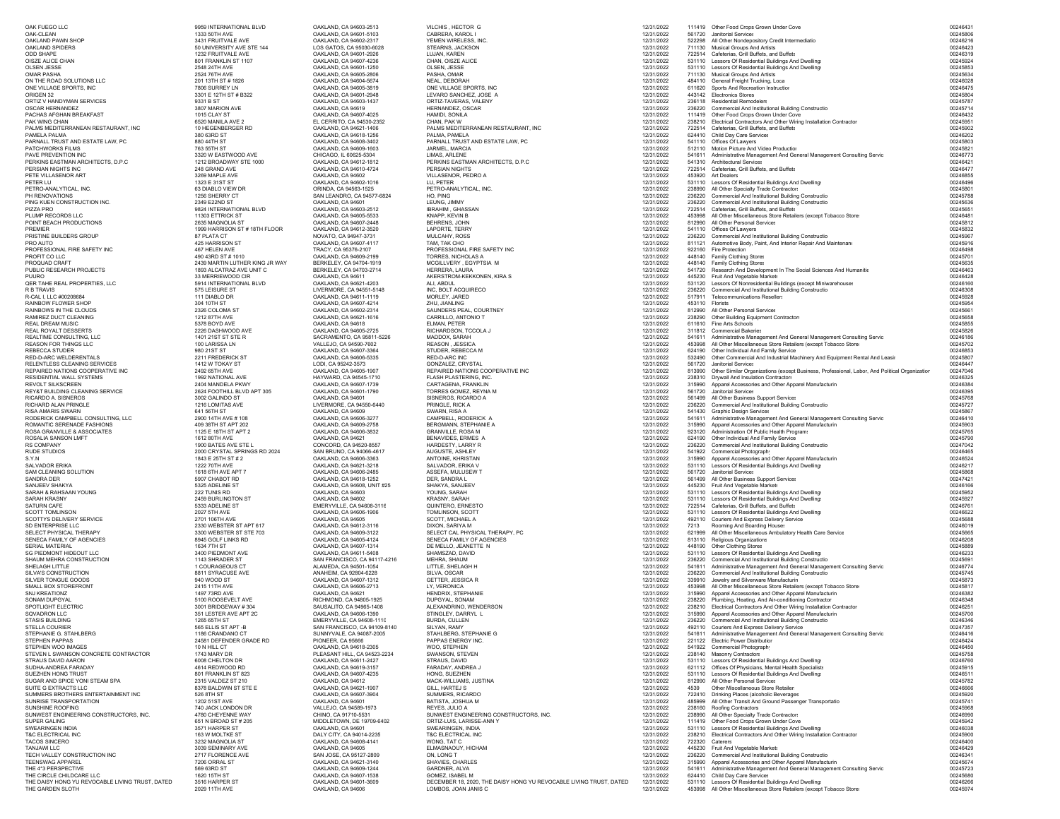| | | | | | | | |
|---|---|---|---|---|---|---|---|
| OAK FUEGO LLC | 9959 INTERNATIONAL BLVD | OAKLAND, CA 94603-2513 | VILCHIS , HECTOR G | 12/31/2022 | 111419 | Other Food Crops Grown Under Cove | 00246431 |
| OAK-CLEAN | 1333 50TH AVE | OAKLAND, CA 94601-5103 | CABRERA, KAROL I | 12/31/2022 | 561720 | Janitorial Services | 00245806 |
| OAKLAND PAWN SHOP | 3431 FRUITVALE AVE | OAKLAND, CA 94602-2317 | YEMEN WIRELESS, INC. | 12/31/2022 | 522298 | All Other Nondepository Credit Intermediatio | 00246216 |
| OAKLAND SPIDERS | 50 UNIVERSITY AVE STE 144 | LOS GATOS, CA 95030-6028 | STEARNS, JACKSON | 12/31/2022 | 711130 | Musical Groups And Artists | 00246423 |
| ODD SHAPE | 1232 FRUITVALE AVE | OAKLAND, CA 94601-2926 | LUJAN, KAREN | 12/31/2022 | 722514 | Cafeterias, Grill Buffets, and Buffets | 00246319 |
| OISZE ALICE CHAN | 801 FRANKLIN ST 1107 | OAKLAND, CA 94607-4236 | CHAN, OISZE ALICE | 12/31/2022 | 531110 | Lessors Of Residential Buildings And Dwellings | 00245924 |
| OLSEN JESSE | 2548 24TH AVE | OAKLAND, CA 94601-1250 | OLSEN, JESSE | 12/31/2022 | 531110 | Lessors Of Residential Buildings And Dwellings | 00245853 |
| OMAR PASHA | 2524 76TH AVE | OAKLAND, CA 94605-2806 | PASHA, OMAR | 12/31/2022 | 711130 | Musical Groups And Artists | 00245634 |
| ON THE ROAD SOLUTIONS LLC | 201 13TH ST # 1826 | OAKLAND, CA 94604-5674 | NEAL, DEBORAH | 12/31/2022 | 484110 | General Freight Trucking, Loca | 00246028 |
| ONE VILLAGE SPORTS, INC | 7806 SURREY LN | OAKLAND, CA 94605-3819 | ONE VILLAGE SPORTS, INC | 12/31/2022 | 611620 | Sports And Recreation Instructior | 00246475 |
| ORIGEN 32 | 3301 E 12TH ST # B322 | OAKLAND, CA 94601-2948 | LEVARO SANCHEZ, JOSE A | 12/31/2022 | 443142 | Electronics Stores | 00245804 |
| ORTIZ V HANDYMAN SERVICES | 9331 B ST | OAKLAND, CA 94603-1437 | ORTIZ-TAVERAS, VALENY | 12/31/2022 | 236118 | Residential Remodelers | 00245787 |
| OSCAR HERNANDEZ | 3807 MARION AVE | OAKLAND, CA 94619 | HERNANDEZ, OSCAR | 12/31/2022 | 236220 | Commercial And Institutional Building Constructio | 00245714 |
| PACHAS AFGHAN BREAKFAST | 1015 CLAY ST | OAKLAND, CA 94607-4025 | HAMIDI, SONILA | 12/31/2022 | 111419 | Other Food Crops Grown Under Cove | 00246432 |
| PAK WING CHAN | 6520 MANILA AVE 2 | EL CERRITO, CA 94530-2352 | CHAN, PAK W | 12/31/2022 | 238210 | Electrical Contractors And Other Wiring Installation Contractor | 00245951 |
| PALMS MEDITERRANEAN RESTAURANT, INC | 10 HEGENBERGER RD | OAKLAND, CA 94621-1406 | PALMS MEDITERRANEAN RESTAURANT, INC | 12/31/2022 | 722514 | Cafeterias, Grill Buffets, and Buffets | 00245902 |
| PAMELA PALMA | 380 63RD ST | OAKLAND, CA 94618-1256 | PALMA, PAMELA | 12/31/2022 | 624410 | Child Day Care Services | 00246202 |
| PARNALL TRUST AND ESTATE LAW, PC | 880 44TH ST | OAKLAND, CA 94608-3402 | PARNALL TRUST AND ESTATE LAW, PC | 12/31/2022 | 541110 | Offices Of Lawyers | 00245803 |
| PATCHWORKS FILMS | 763 55TH ST | OAKLAND, CA 94609-1603 | JARMEL, MARCIA | 12/31/2022 | 512110 | Motion Picture And Video Productior | 00245821 |
| PAVE PREVENTION INC | 3320 W EASTWOOD AVE | CHICAGO, IL 60625-5304 | LIMAS, ARLENE | 12/31/2022 | 541611 | Administrative Management And General Management Consulting Servic | 00246773 |
| PERKINS EASTMAN ARCHITECTS, D.P.C | 1212 BROADWAY STE 1000 | OAKLAND, CA 94612-1812 | PERKINS EASTMAN ARCHITECTS, D.P.C | 12/31/2022 | 541310 | Architectural Services | 00246421 |
| PERSIAN NIGHTS INC | 248 GRAND AVE | OAKLAND, CA 94610-4724 | PERSIAN NIGHTS | 12/31/2022 | 722514 | Cafeterias, Grill Buffets, and Buffets | 00246477 |
| PETE VILLASENOR ART | 3269 MAPLE AVE | OAKLAND, CA 94602 | VILLASENOR, PEDRO A | 12/31/2022 | 453920 | Art Dealers | 00246855 |
| PETER LU | 1323 E 31ST ST | OAKLAND, CA 94602-1016 | LU, PETER | 12/31/2022 | 531110 | Lessors Of Residential Buildings And Dwellings | 00246496 |
| PETRO-ANALYTICAL, INC. | 63 DIABLO VIEW DR | ORINDA, CA 94563-1525 | PETRO-ANALYTICAL, INC. | 12/31/2022 | 238990 | All Other Specialty Trade Contractors | 00245801 |
| PH RENOVATIONS | 1256 SHERRY CT | SAN LEANDRO, CA 94577-6824 | HO, PING | 12/31/2022 | 236220 | Commercial And Institutional Building Constructio | 00245788 |
| PING KUEN CONSTRUCTION INC. | 2349 E22ND ST | OAKLAND, CA 94601 | LEUNG, JIMMY | 12/31/2022 | 236220 | Commercial And Institutional Building Constructio | 00245636 |
| PIZZA PRO | 9824 INTERNATIONAL BLVD | OAKLAND, CA 94603-2512 | IBRAHIM , GHASSAN | 12/31/2022 | 722514 | Cafeterias, Grill Buffets, and Buffets | 00245651 |
| PLUMP RECORDS LLC | 11303 ETTRICK ST | OAKLAND, CA 94605-5533 | KNAPP, KEVIN B | 12/31/2022 | 453998 | All Other Miscellaneous Store Retailers (except Tobacco Stores | 00246481 |
| POINT BEACH PRODUCTIONS | 2635 MAGNOLIA ST | OAKLAND, CA 94607-2448 | BEHRENS, JOHN | 12/31/2022 | 812990 | All Other Personal Services | 00245812 |
| PREMIER | 1999 HARRISON ST # 18TH FLOOR | OAKLAND, CA 94612-3520 | LAPORTE, TERRY | 12/31/2022 | 541110 | Offices Of Lawyers | 00245832 |
| PRISTINE BUILDERS GROUP | 87 PLATA CT | NOVATO, CA 94947-3731 | MULCAHY, ROSS | 12/31/2022 | 236220 | Commercial And Institutional Building Constructio | 00245967 |
| PRO AUTO | 425 HARRISON ST | OAKLAND, CA 94607-4117 | TAM, TAK CHO | 12/31/2022 | 811121 | Automotive Body, Paint, And Interior Repair And Maintenanc | 00245916 |
| PROFESSIONAL FIRE SAFETY INC | 467 HELEN AVE | TRACY, CA 95376-2107 | PROFESSIONAL FIRE SAFETY INC | 12/31/2022 | 922160 | Fire Protection | 00246498 |
| PROFIT CO LLC | 490 43RD ST # 1010 | OAKLAND, CA 94609-2199 | TORRES, NICHOLAS A | 12/31/2022 | 448140 | Family Clothing Stores | 00245701 |
| PROQUAD CRAFT | 2439 MARTIN LUTHER KING JR WAY | BERKELEY, CA 94704-1919 | MCGILLVERY , EGYPTSIA M | 12/31/2022 | 448140 | Family Clothing Stores | 00245635 |
| PUBLIC RESEARCH PROJECTS | 1893 ALCATRAZ AVE UNIT C | BERKELEY, CA 94703-2714 | HERRERA, LAURA | 12/31/2022 | 541720 | Research And Development In The Social Sciences And Humanitie | 00246463 |
| PUURO | 33 MERRIEWOOD CIR | OAKLAND, CA 94611 | AKERSTROM-KEKKONEN, KIRA S | 12/31/2022 | 445230 | Fruit And Vegetable Markets | 00246428 |
| QER TAHE REAL PROPERTIES, LLC | 5914 INTERNATIONAL BLVD | OAKLAND, CA 94621-4203 | ALI, ABDUL | 12/31/2022 | 531120 | Lessors Of Nonresidential Buildings (except Miniwarehouses | 00246160 |
| R B TRAVIS | 575 LEISURE ST | LIVERMORE, CA 94551-5148 | INC, BOLT ACQUIRECO | 12/31/2022 | 236220 | Commercial And Institutional Building Constructio | 00246308 |
| R-CAL I, LLC #00208684 | 111 DIABLO DR | OAKLAND, CA 94611-1119 | MORLEY, JARED | 12/31/2022 | 517911 | Telecommunications Resellers | 00245928 |
| RAINBOW FLOWER SHOP | 304 10TH ST | OAKLAND, CA 94607-4214 | ZHU, JIANLING | 12/31/2022 | 453110 | Florists | 00245954 |
| RAINBOWS IN THE CLOUDS | 2326 COLOMA ST | OAKLAND, CA 94602-2314 | SAUNDERS PEAL, COURTNEY | 12/31/2022 | 812990 | All Other Personal Services | 00245661 |
| RAMIREZ DUCT CLEANING | 1212 87TH AVE | OAKLAND, CA 94621-1616 | CARRILLO, ANTONIO T | 12/31/2022 | 238290 | Other Building Equipment Contractors | 00245658 |
| REAL DREAM MUSIC | 5378 BOYD AVE | OAKLAND, CA 94618 | ELMAN, PETER | 12/31/2022 | 611610 | Fine Arts Schools | 00245855 |
| REAL ROYALT DESSERTS | 2226 DASHWOOD AVE | OAKLAND, CA 94605-2725 | RICHARDSON, TCCOLA J | 12/31/2022 | 311812 | Commercial Bakeries | 00245826 |
| REALTIME CONSULTING, LLC | 1401 21ST ST STE R | SACRAMENTO, CA 95811-5226 | MADDOX, SARAH | 12/31/2022 | 541611 | Administrative Management And General Management Consulting Servic | 00246186 |
| REASON FOR THINGS LLC | 100 LARISSA LN | VALLEJO, CA 94590-7602 | REASON , JESSICA | 12/31/2022 | 453998 | All Other Miscellaneous Store Retailers (except Tobacco Stores | 00245702 |
| REBECCA STUDER | 980 21ST ST | OAKLAND, CA 94607-3364 | STUDER, REBECCA M | 12/31/2022 | 624190 | Other Individual And Family Service | 00246853 |
| RED-D-ARC WELDERENTALS | 2211 FREDERICK ST | OAKLAND, CA 94606-5335 | RED-D-ARC INC | 12/31/2022 | 532490 | Other Commercial And Industrial Machinery And Equipment Rental And Leasir | 00245807 |
| RELENTLESS CLEANING SERVICES | 1412 W TOKAY ST | LODI, CA 95242-3573 | GONZALEZ, CRYSTAL | 12/31/2022 | 561720 | Janitorial Services | 00246447 |
| REPAIRED NATIONS COOPERATIVE INC | 2492 65TH AVE | OAKLAND, CA 94605-1907 | REPAIRED NATIONS COOPERATIVE INC | 12/31/2022 | 813990 | Other Similar Organizations (except Business, Professional, Labor, And Political Organizatior | 00247046 |
| RESIDENTIAL WALL SYSTEMS | 1992 NATIONAL AVE | HAYWARD, CA 94545-1710 | FLASH PLASTERING INC. | 12/31/2022 | 238310 | Drywall And Insulation Contractors | 00246325 |
| REVOLT SILKSCREEN | 2404 MANDELA PKWY | OAKLAND, CA 94607-1739 | CARTAGENA, FRANKLIN | 12/31/2022 | 315990 | Apparel Accessories and Other Apparel Manufacturin | 00246384 |
| REY&T BUILDING CLEANING SERVICE | 2624 FOOTHILL BLVD APT 305 | OAKLAND, CA 94601-1790 | TORRES GOMEZ, REYNA M | 12/31/2022 | 561720 | Janitorial Services | 00246395 |
| RICARDO A. SISNEROS | 3002 GALINDO ST | OAKLAND, CA 94601 | SISNEROS, RICARDO A | 12/31/2022 | 561499 | All Other Business Support Services | 00245768 |
| RICHARD ALAN PRINGLE | 1216 LOMITAS AVE | LIVERMORE, CA 94550-6440 | PRINGLE, RICK A | 12/31/2022 | 236220 | Commercial And Institutional Building Constructio | 00245727 |
| RISA AMARIS SWARN | 641 56TH ST | OAKLAND, CA 94609 | SWARN, RISA A | 12/31/2022 | 541430 | Graphic Design Services | 00245867 |
| RODERICK CAMPBELL CONSULTING, LLC | 2900 14TH AVE # 108 | OAKLAND, CA 94606-3277 | CAMPBELL, RODERICK A | 12/31/2022 | 541611 | Administrative Management And General Management Consulting Servic | 00246410 |
| ROMANTIC SERENADE FASHIONS | 409 38TH ST APT 202 | OAKLAND, CA 94609-2758 | BERGMANN, STEPHANIE A | 12/31/2022 | 315990 | Apparel Accessories and Other Apparel Manufacturin | 00245903 |
| ROSA GRANVILLE & ASSOCIATES | 1125 E 18TH ST APT 2 | OAKLAND, CA 94606-3832 | GRANVILLE, ROSA M | 12/31/2022 | 923120 | Administration Of Public Health Programs | 00245765 |
| ROSALIA SANSON LMFT | 1612 80TH AVE | OAKLAND, CA 94621 | BENAVIDES, ERMES A | 12/31/2022 | 624190 | Other Individual And Family Service | 00245790 |
| RS COMPANY | 1900 BATES AVE STE L | CONCORD, CA 94520-8557 | HARDESTY, LARRY R | 12/31/2022 | 236220 | Commercial And Institutional Building Constructio | 00247042 |
| RUDE STUDIOS | 2000 CRYSTAL SPRINGS RD 2024 | SAN BRUNO, CA 94066-4617 | AUGUSTE, ASHLEY | 12/31/2022 | 541922 | Commercial Photography | 00246465 |
| S.Y.N | 1843 E 25TH ST # 2 | OAKLAND, CA 94606-3363 | ANTOINE, KHRISTAN | 12/31/2022 | 315990 | Apparel Accessories and Other Apparel Manufacturin | 00246524 |
| SALVADOR ERIKA | 1222 70TH AVE | OAKLAND, CA 94621-3218 | SALVADOR, ERIKA V | 12/31/2022 | 531110 | Lessors Of Residential Buildings And Dwellings | 00246217 |
| SAM CLEANING SOLUTION | 1618 6TH AVE APT 7 | OAKLAND, CA 94606-2485 | ASSEFA, MULUSEW T | 12/31/2022 | 561720 | Janitorial Services | 00245868 |
| SANDRA DER | 5907 CHABOT RD | OAKLAND, CA 94618-1252 | DER, SANDRA L | 12/31/2022 | 561499 | All Other Business Support Services | 00247421 |
| SANJEEV SHAKYA | 5325 ADELINE ST | OAKLAND, CA 94608, UNIT #25 | SHAKYA, SANJEEV | 12/31/2022 | 445230 | Fruit And Vegetable Markets | 00246166 |
| SARAH & RAHSAAN YOUNG | 222 TUNIS RD | OAKLAND, CA 94603 | YOUNG, SARAH | 12/31/2022 | 531110 | Lessors Of Residential Buildings And Dwellings | 00245952 |
| SARAH KRASNY | 2459 BURLINGTON ST | OAKLAND, CA 94602 | KRASNY, SARAH | 12/31/2022 | 531110 | Lessors Of Residential Buildings And Dwellings | 00245927 |
| SATURN CAFE | 5333 ADELINE ST | EMERYVILLE, CA 94608-3116 | QUINTERO, ERNESTO | 12/31/2022 | 722514 | Cafeterias, Grill Buffets, and Buffets | 00246761 |
| SCOTT TOMLINSON | 2027 5TH AVE | OAKLAND, CA 94606-1906 | TOMLINSON, SCOTT | 12/31/2022 | 531110 | Lessors Of Residential Buildings And Dwellings | 00246022 |
| SCOTTYS DELIVERY SERVICE | 2701 106TH AVE | OAKLAND, CA 94605 | SCOTT, MICHAEL A | 12/31/2022 | 492110 | Couriers And Express Delivery Service | 00245688 |
| SD ENTERPRISE LLC | 2330 WEBSTER ST APT 617 | OAKLAND, CA 94612-3116 | DIXON, SARIYA M | 12/31/2022 | 7213 | Rooming And Boarding Houses | 00246019 |
| SELECT PHYSICAL THERAPY | 3300 WEBSTER ST STE 703 | OAKLAND, CA 94609-3122 | SELECT CAL PHYSICAL THERAPY, PC | 12/31/2022 | 621999 | All Other Miscellaneous Ambulatory Health Care Service | 00245665 |
| SENECA FAMILY OF AGENCIES | 8945 GOLF LINKS RD | OAKLAND, CA 94605-4124 | SENECA FAMILY OF AGENCIES | 12/31/2022 | 813110 | Religious Organizations | 00246208 |
| SERIAL MATERIAL | 1634 7TH ST | OAKLAND, CA 94607-1314 | DE MELLO, JEANETTE N | 12/31/2022 | 448190 | Other Clothing Stores | 00245889 |
| SG PIEDMONT HIDEOUT LLC | 3400 PIEDMONT AVE | OAKLAND, CA 94611-5408 | SHAMSZAD, DAVID | 12/31/2022 | 531110 | Lessors Of Residential Buildings And Dwellings | 00246233 |
| SHAUM MEHRA CONSTRUCTION | 1143 SHRADER ST | SAN FRANCISCO, CA 94117-4216 | MEHRA, SHAUM | 12/31/2022 | 236220 | Commercial And Institutional Building Constructio | 00245691 |
| SHELAGH LITTLE | 1 COURAGEOUS CT | ALAMEDA, CA 94501-1054 | LITTLE, SHELAGH H | 12/31/2022 | 541611 | Administrative Management And General Management Consulting Servic | 00246774 |
| SILVA'S CONSTRUCTION | 8811 SYRACUSE AVE | ANAHEIM, CA 92804-6228 | SILVA, OSCAR | 12/31/2022 | 236220 | Commercial And Institutional Building Constructio | 00245745 |
| SILVER TONGUE GOODS | 940 WOOD ST | OAKLAND, CA 94607-1312 | GETTER, JESSICA R | 12/31/2022 | 339910 | Jewelry and Silverware Manufacturin | 00245873 |
| SMALL BOX STOREFRONT | 2415 11TH AVE | OAKLAND, CA 94606-2713 | LY, VERONICA | 12/31/2022 | 453998 | All Other Miscellaneous Store Retailers (except Tobacco Stores | 00245817 |
| SNJ KREATIONZ | 1497 73RD AVE | OAKLAND, CA 94621 | HENDRIX, STEPHANIE | 12/31/2022 | 315990 | Apparel Accessories and Other Apparel Manufacturin | 00246382 |
| SONAM DUPGYAL | 5100 ROOSEVELT AVE | RICHMOND, CA 94805-1925 | DUPGYAL, SONAM | 12/31/2022 | 238220 | Plumbing, Heating, And Air-conditioning Contractor | 00246348 |
| SPOTLIGHT ELECTRIC | 3001 BRIDGEWAY # 304 | SAUSALITO, CA 94965-1408 | ALEXANDRINO, WENDERSON | 12/31/2022 | 238210 | Electrical Contractors And Other Wiring Installation Contractor | 00246251 |
| SQVADRON LLC | 351 LESTER AVE APT 2C | OAKLAND, CA 94606-1390 | STINGLEY, DARRYL L | 12/31/2022 | 315990 | Apparel Accessories and Other Apparel Manufacturin | 00245700 |
| STASIS BUILDING | 1265 65TH ST | EMERYVILLE, CA 94608-1110 | BURDA, CULLEN | 12/31/2022 | 236220 | Commercial And Institutional Building Constructio | 00246346 |
| STELLA COURIER | 565 ELLIS ST APT -B | SAN FRANCISCO, CA 94109-8140 | SILYAN, RAMY | 12/31/2022 | 492110 | Couriers And Express Delivery Service | 00247357 |
| STEPHANIE G. STAHLBERG | 1186 CRANDANO CT | SUNNYVALE, CA 94087-2005 | STAHLBERG, STEPHANIE G | 12/31/2022 | 541611 | Administrative Management And General Management Consulting Servic | 00246416 |
| STEPHEN PAPPAS | 24581 DEFENDER GRADE RD | PIONEER, CA 95666 | PAPPAS ENERGY INC. | 12/31/2022 | 221122 | Electric Power Distributior | 00246424 |
| STEPHEN WOO IMAGES | 10 N HILL CT | OAKLAND, CA 94618-2305 | WOO, STEPHEN | 12/31/2022 | 541922 | Commercial Photography | 00246450 |
| STEVEN L SWANSON CONCRETE CONTRACTOR | 1743 MARY DR | PLEASANT HILL, CA 94523-2234 | SWANSON, STEVEN | 12/31/2022 | 238140 | Masonry Contractors | 00245758 |
| STRAUS DAVID AARON | 6008 CHELTON DR | OAKLAND, CA 94611-2427 | STRAUS, DAVID | 12/31/2022 | 531110 | Lessors Of Residential Buildings And Dwellings | 00246760 |
| SUDHA-ANDREA FARADAY | 4614 REDWOOD RD | OAKLAND, CA 94619-3157 | FARADAY, ANDREA J | 12/31/2022 | 621112 | Offices Of Physicians, Mental Health Specialists | 00245915 |
| SUEZHEN HONG TRUST | 801 FRANKLIN ST 823 | OAKLAND, CA 94607-4235 | HONG, SUEZHEN | 12/31/2022 | 531110 | Lessors Of Residential Buildings And Dwellings | 00246511 |
| SUGAR AND SPICE YONI STEAM SPA | 2315 VALDEZ ST 210 | OAKLAND, CA 94612 | MACK-WILLIAMS, JUSTINA | 12/31/2022 | 812990 | All Other Personal Services | 00245782 |
| SUITE G EXTRACTS LLC | 8378 BALDWIN ST STE E | OAKLAND, CA 94621-1907 | GILL, HARTEJ S | 12/31/2022 | 4539 | Other Miscellaneous Store Retailer | 00246666 |
| SUMMERS BROTHERS ENTERTAINMENT INC | 526 8TH ST | OAKLAND, CA 94607-3904 | SUMMERS, RICARDO | 12/31/2022 | 722410 | Drinking Places (alcoholic Beverages | 00245920 |
| SUNRISE TRANSPORTATION | 1202 51ST AVE | OAKLAND, CA 94601 | BATISTA, JOSHUA M | 12/31/2022 | 485999 | All Other Transit And Ground Passenger Transportatio | 00245741 |
| SUNSHINE ROOFING | 740 JACK LONDON DR | VALLEJO, CA 94589-1973 | REYES, JULIO A | 12/31/2022 | 238160 | Roofing Contractors | 00245968 |
| SUNWEST ENGINEERING CONSTRUCTORS, INC. | 4780 CHEYENNE WAY | CHINO, CA 91710-5531 | SUNWEST ENGINEERING CONSTRUCTORS, INC. | 12/31/2022 | 238990 | All Other Specialty Trade Contractors | 00246990 |
| SUPER GALING | 651 N BROAD ST # 205 | MIDDLETOWN, DE 19709-6402 | ORTIZ-LUIS, LARISSE-ANN Y | 12/31/2022 | 111419 | Other Food Crops Grown Under Cove | 00245942 |
| SWEARINGEN INDIA | 3571 HARPER ST | OAKLAND, CA 94601 | SWEARINGEN, INDIA | 12/31/2022 | 531110 | Lessors Of Residential Buildings And Dwellings | 00246038 |
| T&C ELECTRICAL INC | 163 W MOLTKE ST | DALY CITY, CA 94014-2235 | T&C ELECTRICAL INC | 12/31/2022 | 238210 | Electrical Contractors And Other Wiring Installation Contractor | 00245900 |
| TACOS SINCERO | 3232 MAGNOLIA ST | OAKLAND, CA 94608-4141 | WONG, TAT C | 12/31/2022 | 722320 | Caterers | 00246400 |
| TANAAWI LLC | 3039 SEMINARY AVE | OAKLAND, CA 94605 | ELMASNAOUY, HICHAM | 12/31/2022 | 445230 | Fruit And Vegetable Markets | 00246429 |
| TECH VALLEY CONSTRUCTION INC | 2717 FLORENCE AVE | SAN JOSE, CA 95127-2809 | ON, LONG T | 12/31/2022 | 236220 | Commercial And Institutional Building Constructio | 00246341 |
| TEENSWAG APPAREL | 7206 ORRAL ST | OAKLAND, CA 94621-3140 | SHAVIES, CHARLES | 12/31/2022 | 315990 | Apparel Accessories and Other Apparel Manufacturin | 00245674 |
| THE 4*3 PERSPECTIVE | 569 63RD ST | OAKLAND, CA 94609-1244 | GARDNER, ALVA | 12/31/2022 | 541611 | Administrative Management And General Management Consulting Servic | 00245723 |
| THE CIRCLE CHILDCARE LLC | 1620 15TH ST | OAKLAND, CA 94607-1538 | GOMEZ, ISABEL M | 12/31/2022 | 624410 | Child Day Care Services | 00245680 |
| THE DAISY HONG YU REVOCABLE LIVING TRUST, DATED | 3516 HARPER ST | OAKLAND, CA 94601-3609 | DECEMBER 18, 2020, THE DAISY HONG YU REVOCABLE LIVING TRUST, DATED | 12/31/2022 | 531110 | Lessors Of Residential Buildings And Dwellings | 00246266 |
| THE GARDEN SLOTH | 2029 11TH AVE | OAKLAND, CA 94606 | LOMBOS, JOAN JANIS C | 12/31/2022 | 453998 | All Other Miscellaneous Store Retailers (except Tobacco Stores | 00245974 |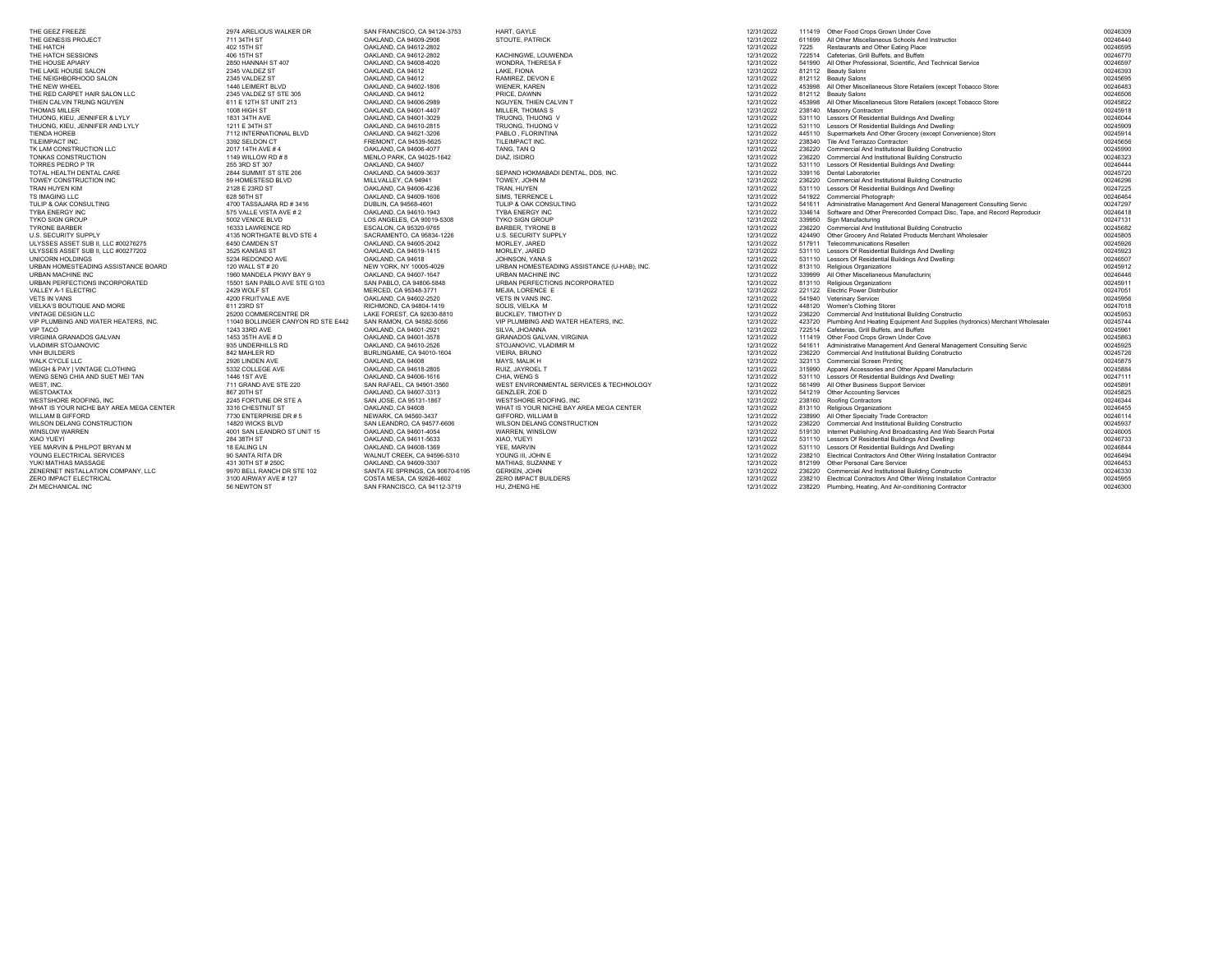| | | | | | | | |
|---|---|---|---|---|---|---|---|
| THE GEEZ FREEZE | 2974 ARELIOUS WALKER DR | SAN FRANCISCO, CA 94124-3753 | HART, GAYLE | 12/31/2022 | 111419 | Other Food Crops Grown Under Cove | 00246309 |
| THE GENESIS PROJECT | 711 34TH ST | OAKLAND, CA 94609-2906 | STOUTE, PATRICK | 12/31/2022 | 611699 | All Other Miscellaneous Schools And Instructio | 00246440 |
| THE HATCH | 402 15TH ST | OAKLAND, CA 94612-2802 | | 12/31/2022 | 7225 | Restaurants and Other Eating Place | 00246595 |
| THE HATCH SESSIONS | 406 15TH ST | OAKLAND, CA 94612-2802 | KACHINGWE, LOUWENDA | 12/31/2022 | 722514 | Cafeterias, Grill Buffets, and Buffets | 00246770 |
| THE HOUSE APIARY | 2850 HANNAH ST 407 | OAKLAND, CA 94608-4020 | WONDRA, THERESA F | 12/31/2022 | 541990 | All Other Professional, Scientific, And Technical Service | 00246597 |
| THE LAKE HOUSE SALON | 2345 VALDEZ ST | OAKLAND, CA 94612 | LAKE, FIONA | 12/31/2022 | 812112 | Beauty Salons | 00246393 |
| THE NEIGHBORHOOD SALON | 2345 VALDEZ ST | OAKLAND, CA 94612 | RAMIREZ, DEVON E | 12/31/2022 | 812112 | Beauty Salons | 00245695 |
| THE NEW WHEEL | 1446 LEIMERT BLVD | OAKLAND, CA 94602-1806 | WIENER, KAREN | 12/31/2022 | 453998 | All Other Miscellaneous Store Retailers (except Tobacco Store | 00246483 |
| THE RED CARPET HAIR SALON LLC | 2345 VALDEZ ST STE 305 | OAKLAND, CA 94612 | PRICE, DAWNN | 12/31/2022 | 812112 | Beauty Salons | 00246506 |
| THIEN CALVIN TRUNG NGUYEN | 611 E 12TH ST UNIT 213 | OAKLAND, CA 94606-2989 | NGUYEN, THIEN CALVIN T | 12/31/2022 | 453998 | All Other Miscellaneous Store Retailers (except Tobacco Store | 00245822 |
| THOMAS MILLER | 1008 HIGH ST | OAKLAND, CA 94601-4407 | MILLER, THOMAS S | 12/31/2022 | 238140 | Masonry Contractors | 00245918 |
| THUONG, KIEU, JENNIFER & LYLY | 1831 34TH AVE | OAKLAND, CA 94601-3029 | TRUONG, THUONG V | 12/31/2022 | 531110 | Lessors Of Residential Buildings And Dwellings | 00246044 |
| THUONG, KIEU, JENNIFER AND LYLY | 1211 E 34TH ST | OAKLAND, CA 94610-2815 | TRUONG, THUONG V | 12/31/2022 | 531110 | Lessors Of Residential Buildings And Dwellings | 00245909 |
| TIENDA HOREB | 7112 INTERNATIONAL BLVD | OAKLAND, CA 94621-3206 | PABLO , FLORINTINA | 12/31/2022 | 445110 | Supermarkets And Other Grocery (except Convenience) Store | 00245914 |
| TILEIMPACT INC. | 3392 SELDON CT | FREMONT, CA 94539-5625 | TILEIMPACT INC. | 12/31/2022 | 238340 | Tile And Terrazzo Contractors | 00245656 |
| TK LAM CONSTRUCTION LLC | 2017 14TH AVE # 4 | OAKLAND, CA 94606-4077 | TANG, TAN Q | 12/31/2022 | 236220 | Commercial And Institutional Building Constructio | 00245990 |
| TONKAS CONSTRUCTION | 1149 WILLOW RD # 8 | MENLO PARK, CA 94025-1642 | DIAZ, ISIDRO | 12/31/2022 | 236220 | Commercial And Institutional Building Constructio | 00246323 |
| TORRES PEDRO P TR | 255 3RD ST 307 | OAKLAND, CA 94607 | | 12/31/2022 | 531110 | Lessors Of Residential Buildings And Dwellings | 00246444 |
| TOTAL HEALTH DENTAL CARE | 2844 SUMMIT ST STE 206 | OAKLAND, CA 94609-3637 | SEPAND HOKMABADI DENTAL, DDS, INC. | 12/31/2022 | 339116 | Dental Laboratories | 00245720 |
| TOWEY CONSTRUCTION INC | 59 HOMESTESD BLVD | MILLVALLEY, CA 94941 | TOWEY, JOHN M | 12/31/2022 | 236220 | Commercial And Institutional Building Constructio | 00246296 |
| TRAN HUYEN KIM | 2128 E 23RD ST | OAKLAND, CA 94606-4236 | TRAN, HUYEN | 12/31/2022 | 531110 | Lessors Of Residential Buildings And Dwellings | 00247225 |
| TS IMAGING LLC | 628 56TH ST | OAKLAND, CA 94609-1606 | SIMS, TERRENCE L | 12/31/2022 | 541922 | Commercial Photography | 00246464 |
| TULIP & OAK CONSULTING | 4700 TASSAJARA RD # 3416 | DUBLIN, CA 94568-4601 | TULIP & OAK CONSULTING | 12/31/2022 | 541611 | Administrative Management And General Management Consulting Servic | 00247297 |
| TYBA ENERGY INC | 575 VALLE VISTA AVE # 2 | OAKLAND, CA 94610-1943 | TYBA ENERGY INC | 12/31/2022 | 334614 | Software and Other Prerecorded Compact Disc, Tape, and Record Reproducir | 00246418 |
| TYKO SIGN GROUP | 5002 VENICE BLVD | LOS ANGELES, CA 90019-5308 | TYKO SIGN GROUP | 12/31/2022 | 339950 | Sign Manufacturing | 00247131 |
| TYRONE BARBER | 16333 LAWRENCE RD | ESCALON, CA 95320-9765 | BARBER, TYRONE B | 12/31/2022 | 236220 | Commercial And Institutional Building Constructio | 00245682 |
| U.S. SECURITY SUPPLY | 4135 NORTHGATE BLVD STE 4 | SACRAMENTO, CA 95834-1226 | U.S. SECURITY SUPPLY | 12/31/2022 | 424490 | Other Grocery And Related Products Merchant Wholesaler | 00245805 |
| ULYSSES ASSET SUB II, LLC #00276275 | 6450 CAMDEN ST | OAKLAND, CA 94605-2042 | MORLEY, JARED | 12/31/2022 | 517911 | Telecommunications Resellers | 00245926 |
| ULYSSES ASSET SUB II, LLC #00277202 | 3525 KANSAS ST | OAKLAND, CA 94619-1415 | MORLEY, JARED | 12/31/2022 | 531110 | Lessors Of Residential Buildings And Dwellings | 00245923 |
| UNICORN HOLDINGS | 5234 REDONDO AVE | OAKLAND, CA 94618 | JOHNSON, YANA S | 12/31/2022 | 531110 | Lessors Of Residential Buildings And Dwellings | 00246507 |
| URBAN HOMESTEADING ASSISTANCE BOARD | 120 WALL ST # 20 | NEW YORK, NY 10005-4029 | URBAN HOMESTEADING ASSISTANCE (U-HAB), INC. | 12/31/2022 | 813110 | Religious Organizations | 00245912 |
| URBAN MACHINE INC | 1960 MANDELA PKWY BAY 9 | OAKLAND, CA 94607-1647 | URBAN MACHINE INC | 12/31/2022 | 339999 | All Other Miscellaneous Manufacturing | 00246446 |
| URBAN PERFECTIONS INCORPORATED | 15501 SAN PABLO AVE STE G103 | SAN PABLO, CA 94806-5848 | URBAN PERFECTIONS INCORPORATED | 12/31/2022 | 813110 | Religious Organizations | 00245911 |
| VALLEY A-1 ELECTRIC | 2429 WOLF ST | MERCED, CA 95348-3771 | MEJIA, LORENCE E | 12/31/2022 | 221122 | Electric Power Distribution | 00247051 |
| VETS IN VANS | 4200 FRUITVALE AVE | OAKLAND, CA 94602-2520 | VETS IN VANS INC. | 12/31/2022 | 541940 | Veterinary Services | 00245956 |
| VIELKA'S BOUTIQUE AND MORE | 611 23RD ST | RICHMOND, CA 94804-1419 | SOLIS, VIELKA M | 12/31/2022 | 448120 | Women's Clothing Stores | 00247018 |
| VINTAGE DESIGN LLC | 25200 COMMERCENTRE DR | LAKE FOREST, CA 92630-8810 | BUCKLEY, TIMOTHY D | 12/31/2022 | 236220 | Commercial And Institutional Building Constructio | 00245953 |
| VIP PLUMBING AND WATER HEATERS, INC. | 11040 BOLLINGER CANYON RD STE E442 | SAN RAMON, CA 94582-5056 | VIP PLUMBING AND WATER HEATERS, INC. | 12/31/2022 | 423720 | Plumbing And Heating Equipment And Supplies (hydronics) Merchant Wholesaler | 00245744 |
| VIP TACO | 1243 33RD AVE | OAKLAND, CA 94601-2921 | SILVA, JHOANNA | 12/31/2022 | 722514 | Cafeterias, Grill Buffets, and Buffets | 00245961 |
| VIRGINIA GRANADOS GALVAN | 1453 35TH AVE # D | OAKLAND, CA 94601-3578 | GRANADOS GALVAN, VIRGINIA | 12/31/2022 | 111419 | Other Food Crops Grown Under Cove | 00245863 |
| VLADIMIR STOJANOVIC | 935 UNDERHILLS RD | OAKLAND, CA 94610-2526 | STOJANOVIC, VLADIMIR M | 12/31/2022 | 541611 | Administrative Management And General Management Consulting Servic | 00245925 |
| VNH BUILDERS | 842 MAHLER RD | BURLINGAME, CA 94010-1604 | VIEIRA, BRUNO | 12/31/2022 | 236220 | Commercial And Institutional Building Constructio | 00245726 |
| WALK CYCLE LLC | 2926 LINDEN AVE | OAKLAND, CA 94608 | MAYS, MALIK H | 12/31/2022 | 323113 | Commercial Screen Printing | 00245875 |
| WEIGH & PAY \| VINTAGE CLOTHING | 5332 COLLEGE AVE | OAKLAND, CA 94618-2805 | RUIZ, JAYROEL T | 12/31/2022 | 315990 | Apparel Accessories and Other Apparel Manufacturin | 00245884 |
| WENG SENG CHIA AND SUET MEI TAN | 1446 1ST AVE | OAKLAND, CA 94606-1616 | CHIA, WENG S | 12/31/2022 | 531110 | Lessors Of Residential Buildings And Dwellings | 00247111 |
| WEST, INC. | 711 GRAND AVE STE 220 | SAN RAFAEL, CA 94901-3560 | WEST ENVIRONMENTAL SERVICES & TECHNOLOGY | 12/31/2022 | 561499 | All Other Business Support Services | 00245891 |
| WESTOAKTAX | 867 20TH ST | OAKLAND, CA 94607-3313 | GENZLER, ZOE D | 12/31/2022 | 541219 | Other Accounting Services | 00245825 |
| WESTSHORE ROOFING, INC | 2245 FORTUNE DR STE A | SAN JOSE, CA 95131-1867 | WESTSHORE ROOFING, INC | 12/31/2022 | 238160 | Roofing Contractors | 00246344 |
| WHAT IS YOUR NICHE BAY AREA MEGA CENTER | 3316 CHESTNUT ST | OAKLAND, CA 94608 | WHAT IS YOUR NICHE BAY AREA MEGA CENTER | 12/31/2022 | 813110 | Religious Organizations | 00246455 |
| WILLIAM B GIFFORD | 7730 ENTERPRISE DR # 5 | NEWARK, CA 94560-3437 | GIFFORD, WILLIAM B | 12/31/2022 | 238990 | All Other Specialty Trade Contractors | 00246114 |
| WILSON DELANG CONSTRUCTION | 14820 WICKS BLVD | SAN LEANDRO, CA 94577-6606 | WILSON DELANG CONSTRUCTION | 12/31/2022 | 236220 | Commercial And Institutional Building Constructio | 00245937 |
| WINSLOW WARREN | 4001 SAN LEANDRO ST UNIT 15 | OAKLAND, CA 94601-4054 | WARREN, WINSLOW | 12/31/2022 | 519130 | Internet Publishing And Broadcasting And Web Search Portal | 00246005 |
| XIAO YUEYI | 284 38TH ST | OAKLAND, CA 94611-5633 | XIAO, YUEYI | 12/31/2022 | 531110 | Lessors Of Residential Buildings And Dwellings | 00246733 |
| YEE MARVIN & PHILPOT BRYAN M | 18 EALING LN | OAKLAND, CA 94608-1369 | YEE, MARVIN | 12/31/2022 | 531110 | Lessors Of Residential Buildings And Dwellings | 00246844 |
| YOUNG ELECTRICAL SERVICES | 90 SANTA RITA DR | WALNUT CREEK, CA 94596-5310 | YOUNG III, JOHN E | 12/31/2022 | 238210 | Electrical Contractors And Other Wiring Installation Contractor | 00246494 |
| YUKI MATHIAS MASSAGE | 431 30TH ST # 250C | OAKLAND, CA 94609-3307 | MATHIAS, SUZANNE Y | 12/31/2022 | 812199 | Other Personal Care Services | 00246453 |
| ZENERNET INSTALLATION COMPANY, LLC | 9970 BELL RANCH DR STE 102 | SANTA FE SPRINGS, CA 90670-6195 | GERKEN, JOHN | 12/31/2022 | 236220 | Commercial And Institutional Building Constructio | 00246330 |
| ZERO IMPACT ELECTRICAL | 3100 AIRWAY AVE # 127 | COSTA MESA, CA 92626-4602 | ZERO IMPACT BUILDERS | 12/31/2022 | 238210 | Electrical Contractors And Other Wiring Installation Contractor | 00245955 |
| ZH MECHANICAL INC | 56 NEWTON ST | SAN FRANCISCO, CA 94112-3719 | HU, ZHENG HE | 12/31/2022 | 238220 | Plumbing, Heating, And Air-conditioning Contractor | 00246300 |